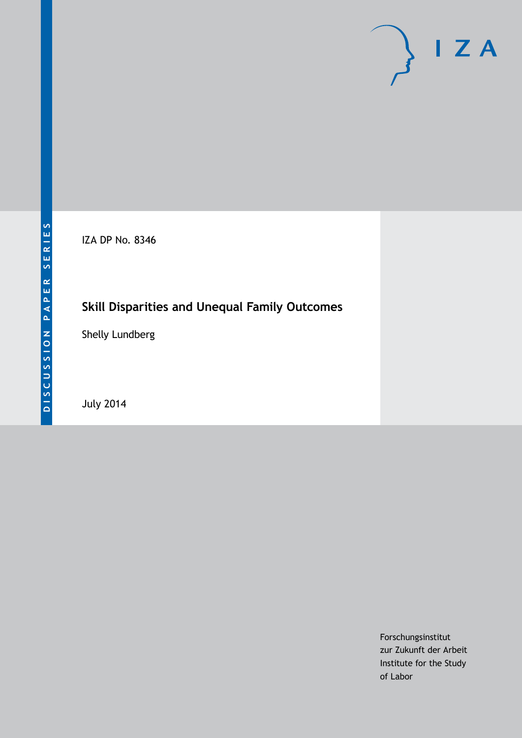DISCUSSION PAPER SERIES

IZA DP No. 8346

# Skill Disparities and Unequal Family Outcomes

Shelly Lundberg

July 2014

Forschungsinstitut
zur Zukunft der Arbeit
Institute for the Study
of Labor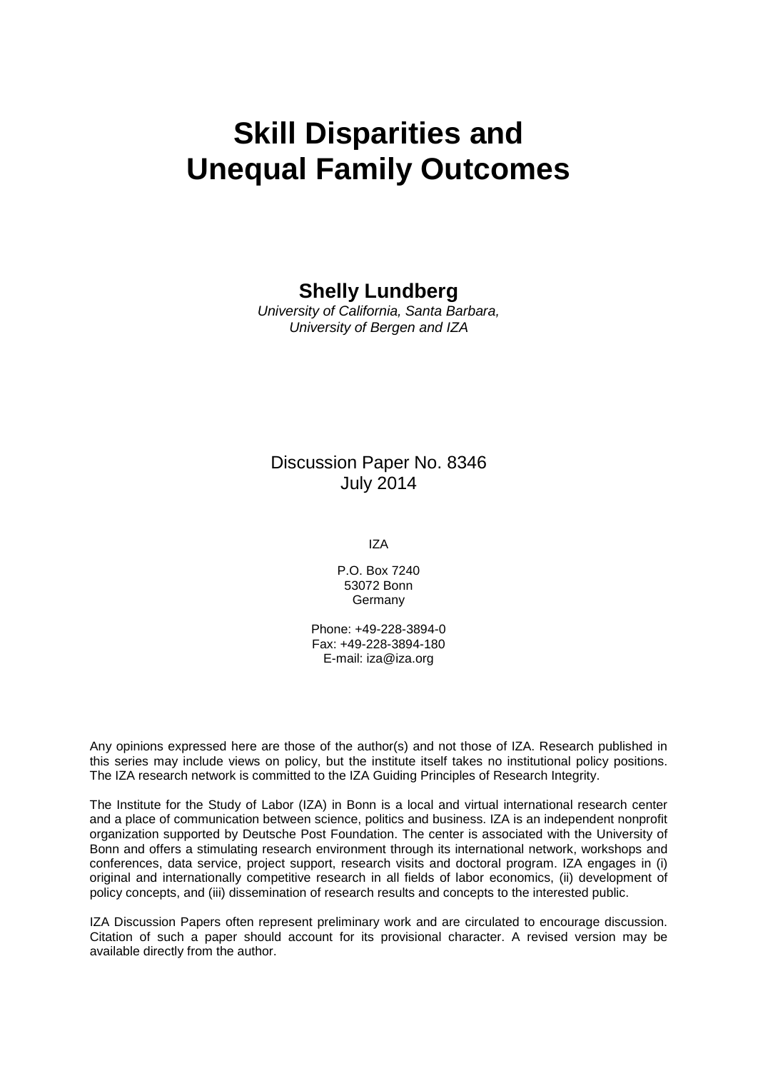# Skill Disparities and Unequal Family Outcomes

**Shelly Lundberg**

*University of California, Santa Barbara,*
*University of Bergen and IZA*

Discussion Paper No. 8346
July 2014

IZA

P.O. Box 7240
53072 Bonn
Germany

Phone: +49-228-3894-0
Fax: +49-228-3894-180
E-mail: iza@iza.org

Any opinions expressed here are those of the author(s) and not those of IZA. Research published in this series may include views on policy, but the institute itself takes no institutional policy positions. The IZA research network is committed to the IZA Guiding Principles of Research Integrity.

The Institute for the Study of Labor (IZA) in Bonn is a local and virtual international research center and a place of communication between science, politics and business. IZA is an independent nonprofit organization supported by Deutsche Post Foundation. The center is associated with the University of Bonn and offers a stimulating research environment through its international network, workshops and conferences, data service, project support, research visits and doctoral program. IZA engages in (i) original and internationally competitive research in all fields of labor economics, (ii) development of policy concepts, and (iii) dissemination of research results and concepts to the interested public.

IZA Discussion Papers often represent preliminary work and are circulated to encourage discussion. Citation of such a paper should account for its provisional character. A revised version may be available directly from the author.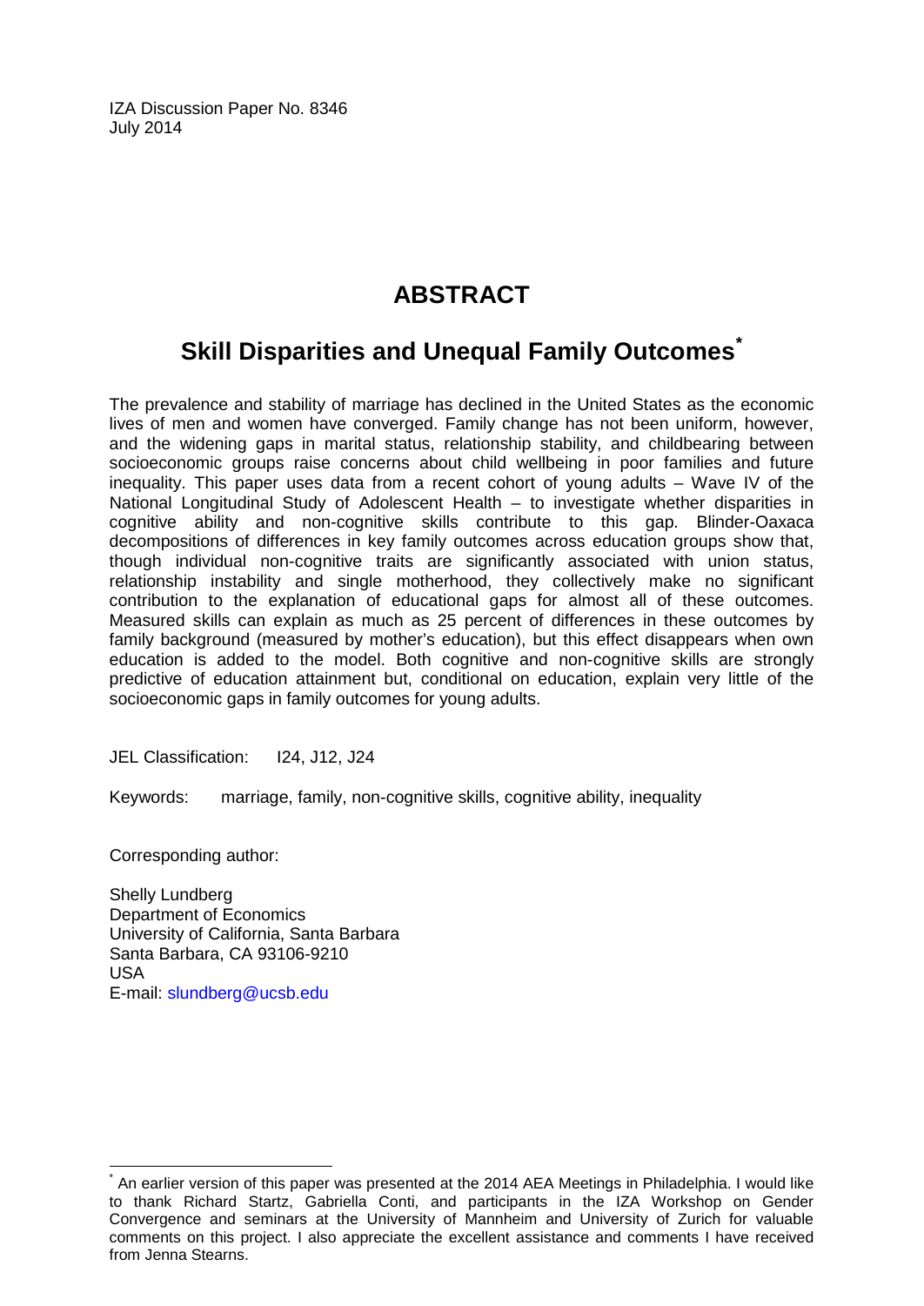IZA Discussion Paper No. 8346
July 2014

# ABSTRACT

## Skill Disparities and Unequal Family Outcomes*

The prevalence and stability of marriage has declined in the United States as the economic lives of men and women have converged. Family change has not been uniform, however, and the widening gaps in marital status, relationship stability, and childbearing between socioeconomic groups raise concerns about child wellbeing in poor families and future inequality. This paper uses data from a recent cohort of young adults – Wave IV of the National Longitudinal Study of Adolescent Health – to investigate whether disparities in cognitive ability and non-cognitive skills contribute to this gap. Blinder-Oaxaca decompositions of differences in key family outcomes across education groups show that, though individual non-cognitive traits are significantly associated with union status, relationship instability and single motherhood, they collectively make no significant contribution to the explanation of educational gaps for almost all of these outcomes. Measured skills can explain as much as 25 percent of differences in these outcomes by family background (measured by mother's education), but this effect disappears when own education is added to the model. Both cognitive and non-cognitive skills are strongly predictive of education attainment but, conditional on education, explain very little of the socioeconomic gaps in family outcomes for young adults.

JEL Classification: I24, J12, J24

Keywords: marriage, family, non-cognitive skills, cognitive ability, inequality

Corresponding author:

Shelly Lundberg
Department of Economics
University of California, Santa Barbara
Santa Barbara, CA 93106-9210
USA
E-mail: slundberg@ucsb.edu

---

* An earlier version of this paper was presented at the 2014 AEA Meetings in Philadelphia. I would like to thank Richard Startz, Gabriella Conti, and participants in the IZA Workshop on Gender Convergence and seminars at the University of Mannheim and University of Zurich for valuable comments on this project. I also appreciate the excellent assistance and comments I have received from Jenna Stearns.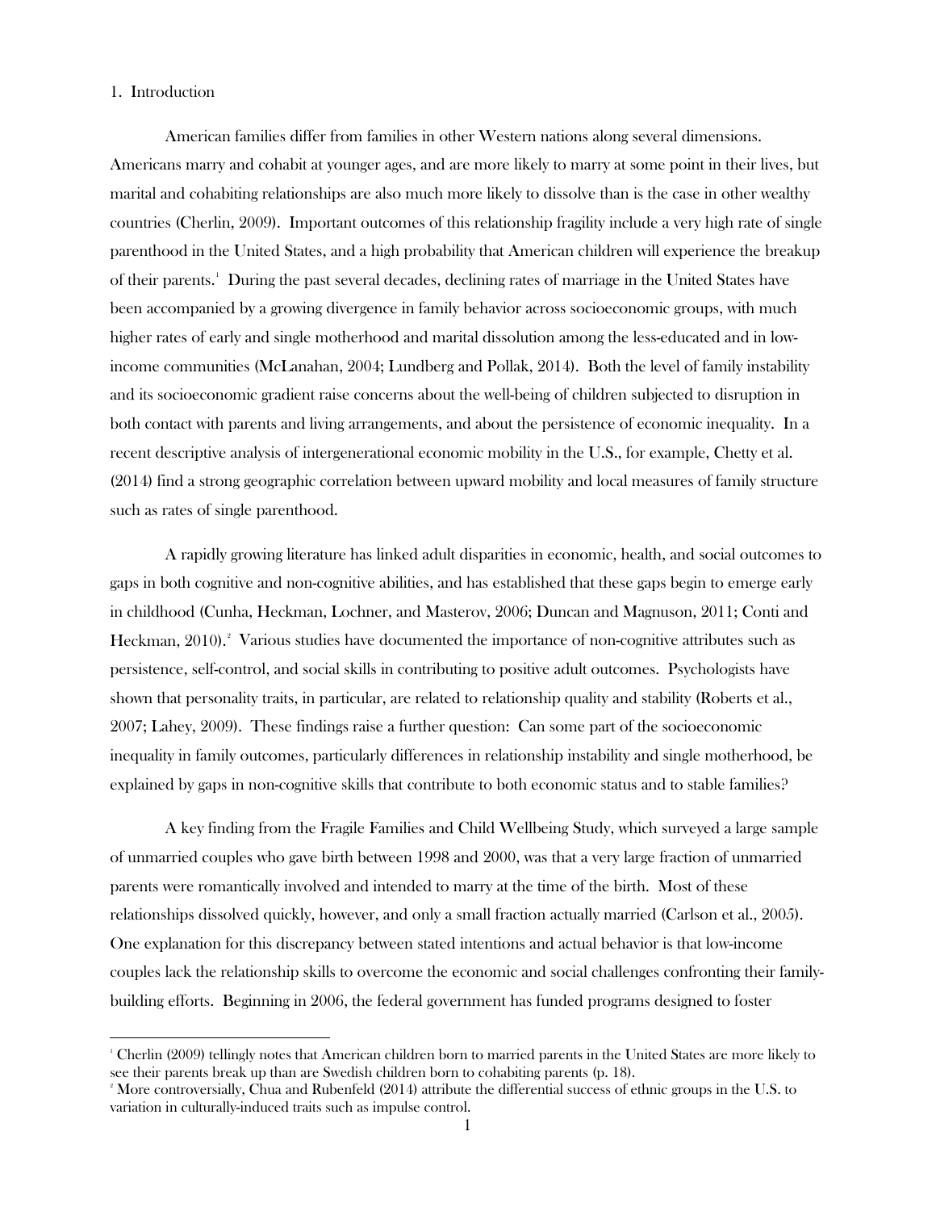## 1. Introduction

American families differ from families in other Western nations along several dimensions. Americans marry and cohabit at younger ages, and are more likely to marry at some point in their lives, but marital and cohabiting relationships are also much more likely to dissolve than is the case in other wealthy countries (Cherlin, 2009). Important outcomes of this relationship fragility include a very high rate of single parenthood in the United States, and a high probability that American children will experience the breakup of their parents.[1] During the past several decades, declining rates of marriage in the United States have been accompanied by a growing divergence in family behavior across socioeconomic groups, with much higher rates of early and single motherhood and marital dissolution among the less-educated and in low-income communities (McLanahan, 2004; Lundberg and Pollak, 2014). Both the level of family instability and its socioeconomic gradient raise concerns about the well-being of children subjected to disruption in both contact with parents and living arrangements, and about the persistence of economic inequality. In a recent descriptive analysis of intergenerational economic mobility in the U.S., for example, Chetty et al. (2014) find a strong geographic correlation between upward mobility and local measures of family structure such as rates of single parenthood.

A rapidly growing literature has linked adult disparities in economic, health, and social outcomes to gaps in both cognitive and non-cognitive abilities, and has established that these gaps begin to emerge early in childhood (Cunha, Heckman, Lochner, and Masterov, 2006; Duncan and Magnuson, 2011; Conti and Heckman, 2010).[2] Various studies have documented the importance of non-cognitive attributes such as persistence, self-control, and social skills in contributing to positive adult outcomes. Psychologists have shown that personality traits, in particular, are related to relationship quality and stability (Roberts et al., 2007; Lahey, 2009). These findings raise a further question: Can some part of the socioeconomic inequality in family outcomes, particularly differences in relationship instability and single motherhood, be explained by gaps in non-cognitive skills that contribute to both economic status and to stable families?

A key finding from the Fragile Families and Child Wellbeing Study, which surveyed a large sample of unmarried couples who gave birth between 1998 and 2000, was that a very large fraction of unmarried parents were romantically involved and intended to marry at the time of the birth. Most of these relationships dissolved quickly, however, and only a small fraction actually married (Carlson et al., 2005). One explanation for this discrepancy between stated intentions and actual behavior is that low-income couples lack the relationship skills to overcome the economic and social challenges confronting their family-building efforts. Beginning in 2006, the federal government has funded programs designed to foster

[1] Cherlin (2009) tellingly notes that American children born to married parents in the United States are more likely to see their parents break up than are Swedish children born to cohabiting parents (p. 18).

[2] More controversially, Chua and Rubenfeld (2014) attribute the differential success of ethnic groups in the U.S. to variation in culturally-induced traits such as impulse control.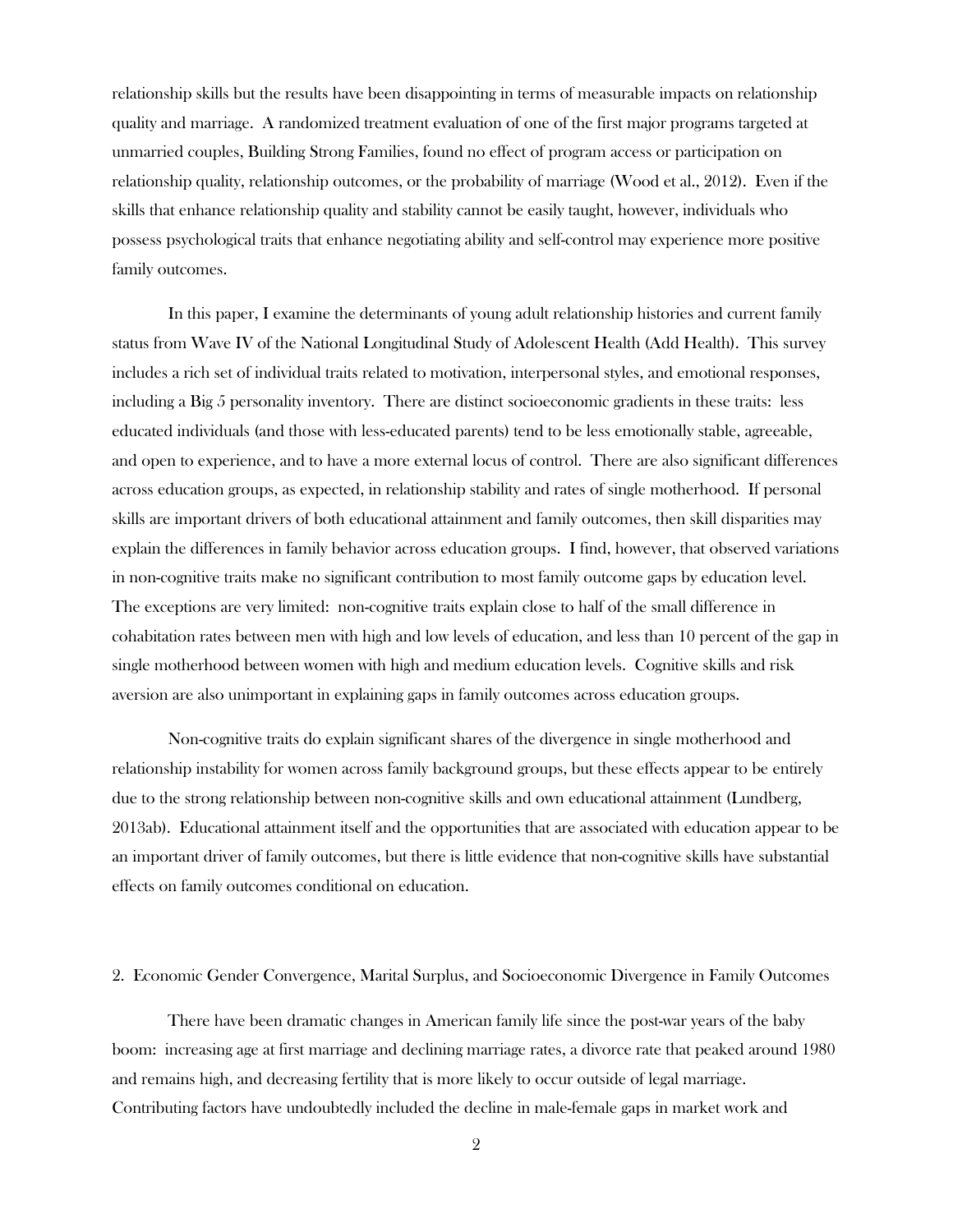relationship skills but the results have been disappointing in terms of measurable impacts on relationship quality and marriage. A randomized treatment evaluation of one of the first major programs targeted at unmarried couples, Building Strong Families, found no effect of program access or participation on relationship quality, relationship outcomes, or the probability of marriage (Wood et al., 2012). Even if the skills that enhance relationship quality and stability cannot be easily taught, however, individuals who possess psychological traits that enhance negotiating ability and self-control may experience more positive family outcomes.

In this paper, I examine the determinants of young adult relationship histories and current family status from Wave IV of the National Longitudinal Study of Adolescent Health (Add Health). This survey includes a rich set of individual traits related to motivation, interpersonal styles, and emotional responses, including a Big 5 personality inventory. There are distinct socioeconomic gradients in these traits: less educated individuals (and those with less-educated parents) tend to be less emotionally stable, agreeable, and open to experience, and to have a more external locus of control. There are also significant differences across education groups, as expected, in relationship stability and rates of single motherhood. If personal skills are important drivers of both educational attainment and family outcomes, then skill disparities may explain the differences in family behavior across education groups. I find, however, that observed variations in non-cognitive traits make no significant contribution to most family outcome gaps by education level. The exceptions are very limited: non-cognitive traits explain close to half of the small difference in cohabitation rates between men with high and low levels of education, and less than 10 percent of the gap in single motherhood between women with high and medium education levels. Cognitive skills and risk aversion are also unimportant in explaining gaps in family outcomes across education groups.

Non-cognitive traits do explain significant shares of the divergence in single motherhood and relationship instability for women across family background groups, but these effects appear to be entirely due to the strong relationship between non-cognitive skills and own educational attainment (Lundberg, 2013ab). Educational attainment itself and the opportunities that are associated with education appear to be an important driver of family outcomes, but there is little evidence that non-cognitive skills have substantial effects on family outcomes conditional on education.

## 2. Economic Gender Convergence, Marital Surplus, and Socioeconomic Divergence in Family Outcomes

There have been dramatic changes in American family life since the post-war years of the baby boom: increasing age at first marriage and declining marriage rates, a divorce rate that peaked around 1980 and remains high, and decreasing fertility that is more likely to occur outside of legal marriage. Contributing factors have undoubtedly included the decline in male-female gaps in market work and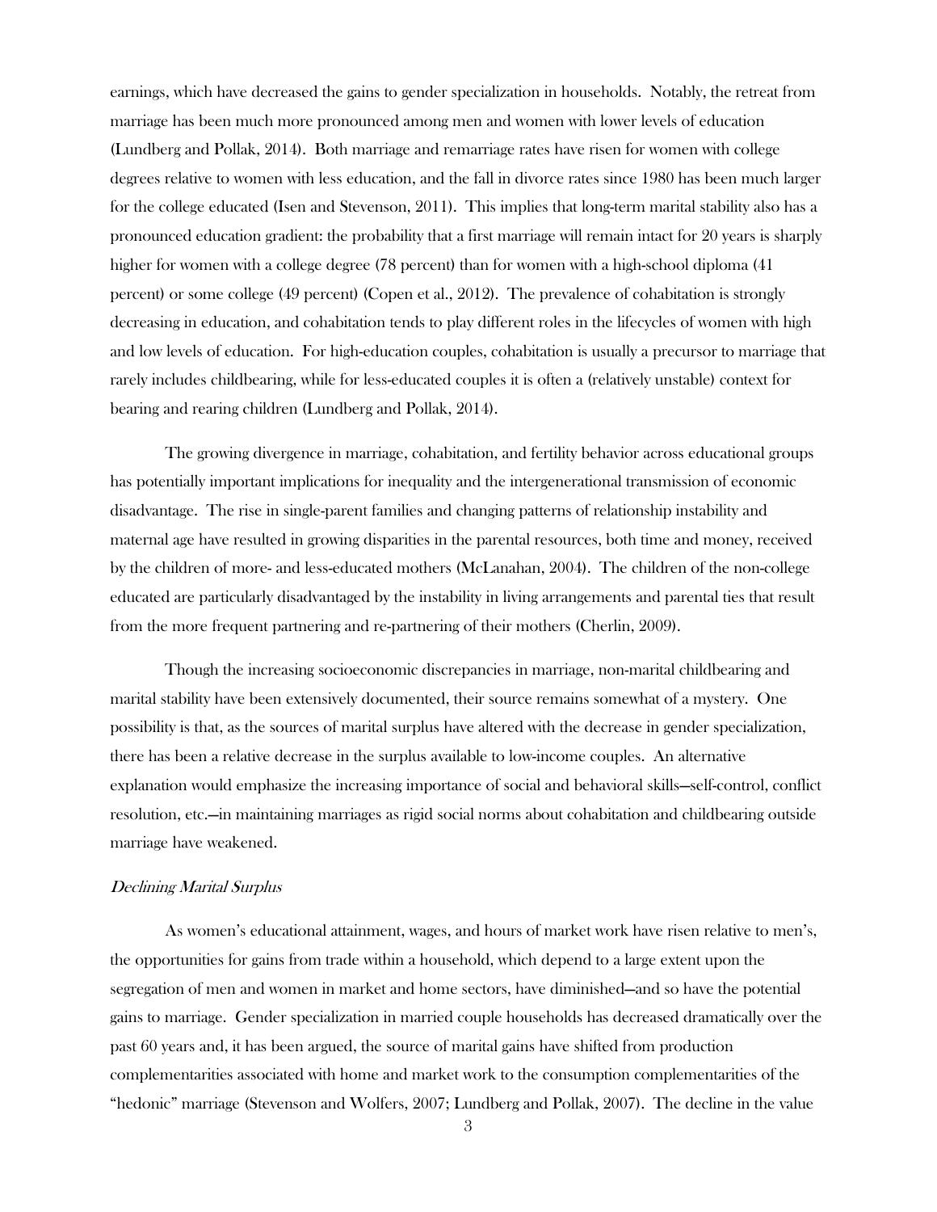earnings, which have decreased the gains to gender specialization in households. Notably, the retreat from marriage has been much more pronounced among men and women with lower levels of education (Lundberg and Pollak, 2014). Both marriage and remarriage rates have risen for women with college degrees relative to women with less education, and the fall in divorce rates since 1980 has been much larger for the college educated (Isen and Stevenson, 2011). This implies that long-term marital stability also has a pronounced education gradient: the probability that a first marriage will remain intact for 20 years is sharply higher for women with a college degree (78 percent) than for women with a high-school diploma (41 percent) or some college (49 percent) (Copen et al., 2012). The prevalence of cohabitation is strongly decreasing in education, and cohabitation tends to play different roles in the lifecycles of women with high and low levels of education. For high-education couples, cohabitation is usually a precursor to marriage that rarely includes childbearing, while for less-educated couples it is often a (relatively unstable) context for bearing and rearing children (Lundberg and Pollak, 2014).

The growing divergence in marriage, cohabitation, and fertility behavior across educational groups has potentially important implications for inequality and the intergenerational transmission of economic disadvantage. The rise in single-parent families and changing patterns of relationship instability and maternal age have resulted in growing disparities in the parental resources, both time and money, received by the children of more- and less-educated mothers (McLanahan, 2004). The children of the non-college educated are particularly disadvantaged by the instability in living arrangements and parental ties that result from the more frequent partnering and re-partnering of their mothers (Cherlin, 2009).

Though the increasing socioeconomic discrepancies in marriage, non-marital childbearing and marital stability have been extensively documented, their source remains somewhat of a mystery. One possibility is that, as the sources of marital surplus have altered with the decrease in gender specialization, there has been a relative decrease in the surplus available to low-income couples. An alternative explanation would emphasize the increasing importance of social and behavioral skills—self-control, conflict resolution, etc.—in maintaining marriages as rigid social norms about cohabitation and childbearing outside marriage have weakened.

*Declining Marital Surplus*

As women's educational attainment, wages, and hours of market work have risen relative to men's, the opportunities for gains from trade within a household, which depend to a large extent upon the segregation of men and women in market and home sectors, have diminished—and so have the potential gains to marriage. Gender specialization in married couple households has decreased dramatically over the past 60 years and, it has been argued, the source of marital gains have shifted from production complementarities associated with home and market work to the consumption complementarities of the "hedonic" marriage (Stevenson and Wolfers, 2007; Lundberg and Pollak, 2007). The decline in the value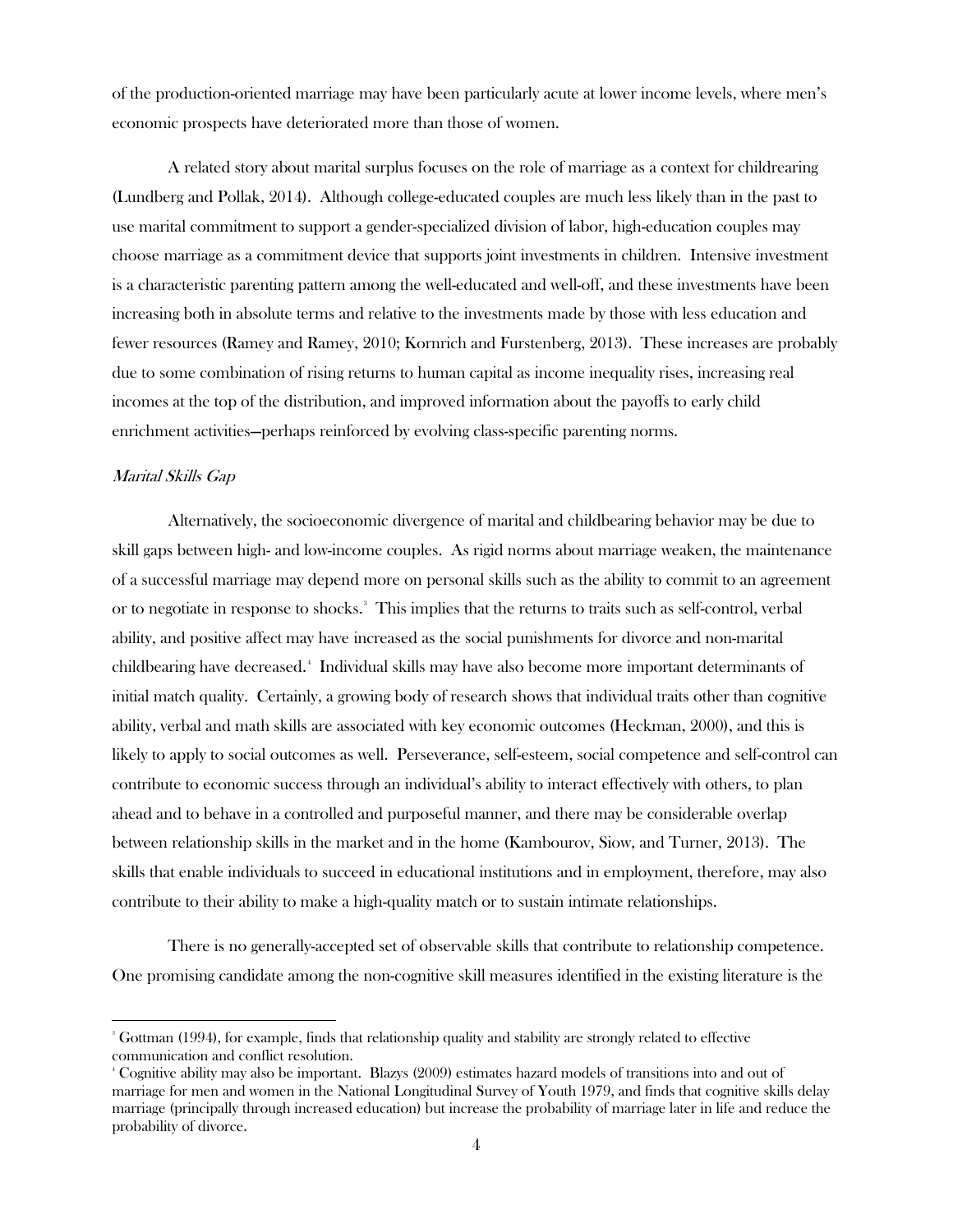of the production-oriented marriage may have been particularly acute at lower income levels, where men's economic prospects have deteriorated more than those of women.

A related story about marital surplus focuses on the role of marriage as a context for childrearing (Lundberg and Pollak, 2014). Although college-educated couples are much less likely than in the past to use marital commitment to support a gender-specialized division of labor, high-education couples may choose marriage as a commitment device that supports joint investments in children. Intensive investment is a characteristic parenting pattern among the well-educated and well-off, and these investments have been increasing both in absolute terms and relative to the investments made by those with less education and fewer resources (Ramey and Ramey, 2010; Kornrich and Furstenberg, 2013). These increases are probably due to some combination of rising returns to human capital as income inequality rises, increasing real incomes at the top of the distribution, and improved information about the payoffs to early child enrichment activities—perhaps reinforced by evolving class-specific parenting norms.

*Marital Skills Gap*

Alternatively, the socioeconomic divergence of marital and childbearing behavior may be due to skill gaps between high- and low-income couples. As rigid norms about marriage weaken, the maintenance of a successful marriage may depend more on personal skills such as the ability to commit to an agreement or to negotiate in response to shocks.[3] This implies that the returns to traits such as self-control, verbal ability, and positive affect may have increased as the social punishments for divorce and non-marital childbearing have decreased.[4] Individual skills may have also become more important determinants of initial match quality. Certainly, a growing body of research shows that individual traits other than cognitive ability, verbal and math skills are associated with key economic outcomes (Heckman, 2000), and this is likely to apply to social outcomes as well. Perseverance, self-esteem, social competence and self-control can contribute to economic success through an individual's ability to interact effectively with others, to plan ahead and to behave in a controlled and purposeful manner, and there may be considerable overlap between relationship skills in the market and in the home (Kambourov, Siow, and Turner, 2013). The skills that enable individuals to succeed in educational institutions and in employment, therefore, may also contribute to their ability to make a high-quality match or to sustain intimate relationships.

There is no generally-accepted set of observable skills that contribute to relationship competence. One promising candidate among the non-cognitive skill measures identified in the existing literature is the

[3] Gottman (1994), for example, finds that relationship quality and stability are strongly related to effective communication and conflict resolution.

[4] Cognitive ability may also be important. Blazys (2009) estimates hazard models of transitions into and out of marriage for men and women in the National Longitudinal Survey of Youth 1979, and finds that cognitive skills delay marriage (principally through increased education) but increase the probability of marriage later in life and reduce the probability of divorce.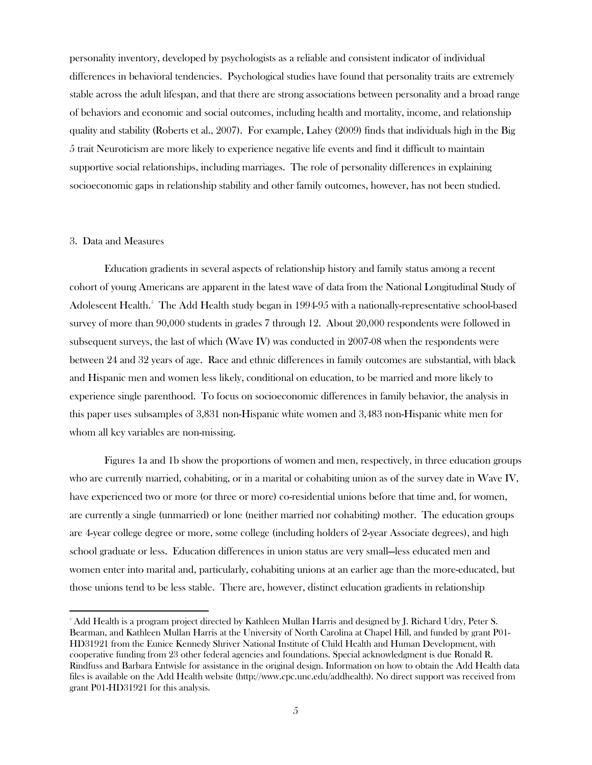personality inventory, developed by psychologists as a reliable and consistent indicator of individual differences in behavioral tendencies. Psychological studies have found that personality traits are extremely stable across the adult lifespan, and that there are strong associations between personality and a broad range of behaviors and economic and social outcomes, including health and mortality, income, and relationship quality and stability (Roberts et al., 2007). For example, Lahey (2009) finds that individuals high in the Big 5 trait Neuroticism are more likely to experience negative life events and find it difficult to maintain supportive social relationships, including marriages. The role of personality differences in explaining socioeconomic gaps in relationship stability and other family outcomes, however, has not been studied.

## 3. Data and Measures

Education gradients in several aspects of relationship history and family status among a recent cohort of young Americans are apparent in the latest wave of data from the National Longitudinal Study of Adolescent Health.[5] The Add Health study began in 1994-95 with a nationally-representative school-based survey of more than 90,000 students in grades 7 through 12. About 20,000 respondents were followed in subsequent surveys, the last of which (Wave IV) was conducted in 2007-08 when the respondents were between 24 and 32 years of age. Race and ethnic differences in family outcomes are substantial, with black and Hispanic men and women less likely, conditional on education, to be married and more likely to experience single parenthood. To focus on socioeconomic differences in family behavior, the analysis in this paper uses subsamples of 3,831 non-Hispanic white women and 3,483 non-Hispanic white men for whom all key variables are non-missing.

Figures 1a and 1b show the proportions of women and men, respectively, in three education groups who are currently married, cohabiting, or in a marital or cohabiting union as of the survey date in Wave IV, have experienced two or more (or three or more) co-residential unions before that time and, for women, are currently a single (unmarried) or lone (neither married nor cohabiting) mother. The education groups are 4-year college degree or more, some college (including holders of 2-year Associate degrees), and high school graduate or less. Education differences in union status are very small—less educated men and women enter into marital and, particularly, cohabiting unions at an earlier age than the more-educated, but those unions tend to be less stable. There are, however, distinct education gradients in relationship

[5] Add Health is a program project directed by Kathleen Mullan Harris and designed by J. Richard Udry, Peter S. Bearman, and Kathleen Mullan Harris at the University of North Carolina at Chapel Hill, and funded by grant P01-HD31921 from the Eunice Kennedy Shriver National Institute of Child Health and Human Development, with cooperative funding from 23 other federal agencies and foundations. Special acknowledgment is due Ronald R. Rindfuss and Barbara Entwisle for assistance in the original design. Information on how to obtain the Add Health data files is available on the Add Health website (http://www.cpc.unc.edu/addhealth). No direct support was received from grant P01-HD31921 for this analysis.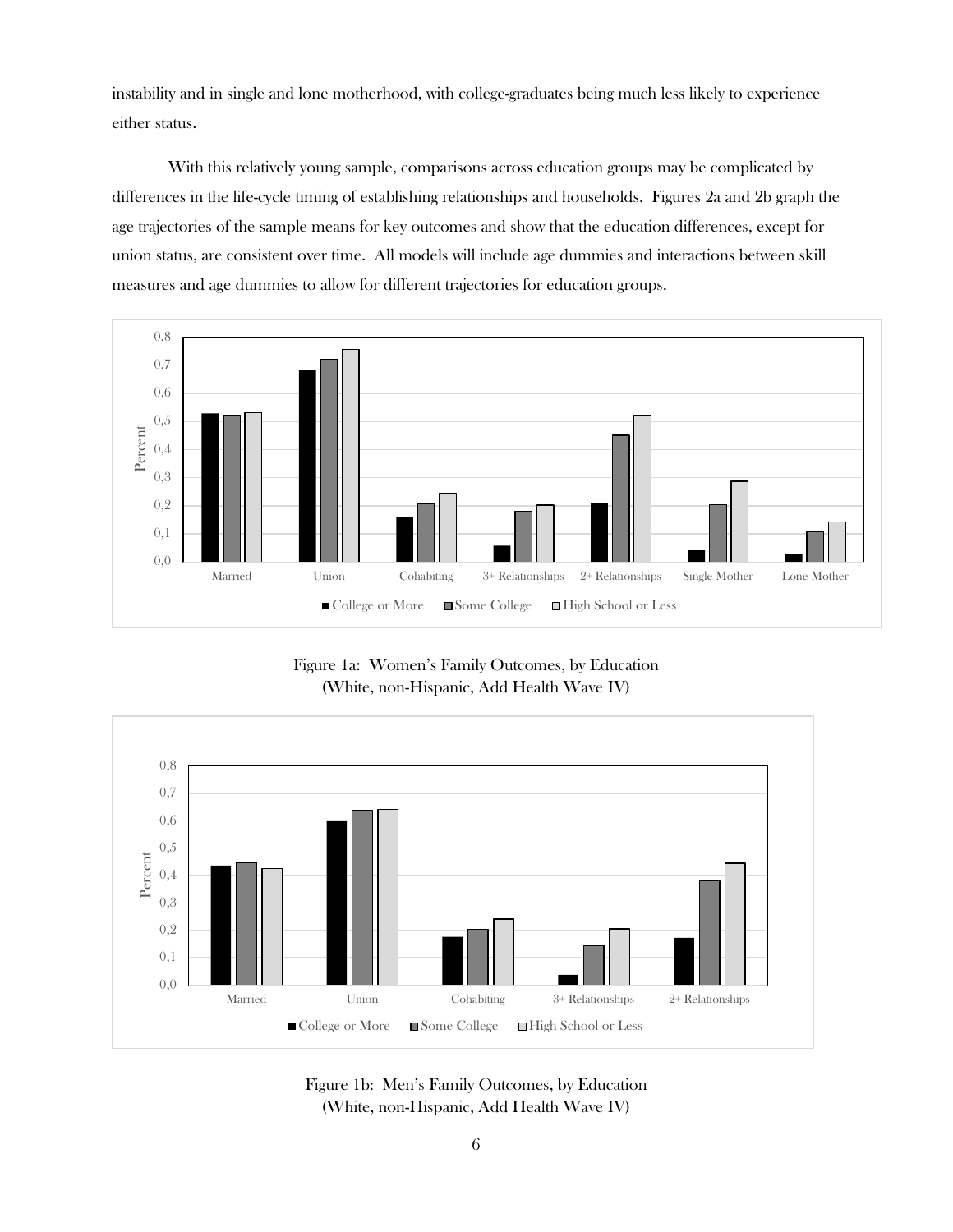instability and in single and lone motherhood, with college-graduates being much less likely to experience either status.

With this relatively young sample, comparisons across education groups may be complicated by differences in the life-cycle timing of establishing relationships and households. Figures 2a and 2b graph the age trajectories of the sample means for key outcomes and show that the education differences, except for union status, are consistent over time. All models will include age dummies and interactions between skill measures and age dummies to allow for different trajectories for education groups.

Figure 1a: Women's Family Outcomes, by Education
(White, non-Hispanic, Add Health Wave IV)

Figure 1b: Men's Family Outcomes, by Education
(White, non-Hispanic, Add Health Wave IV)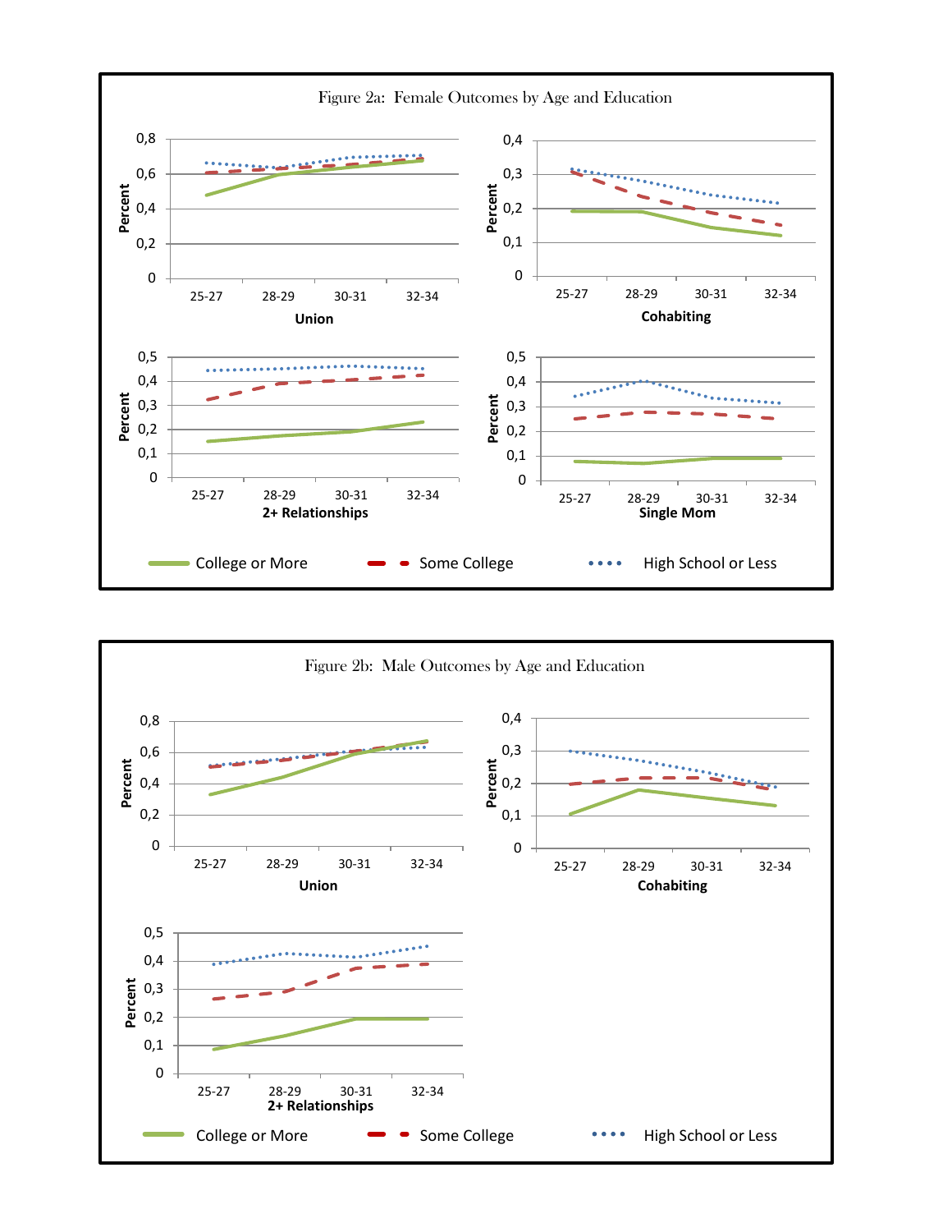Figure 2a: Female Outcomes by Age and Education

Figure 2b: Male Outcomes by Age and Education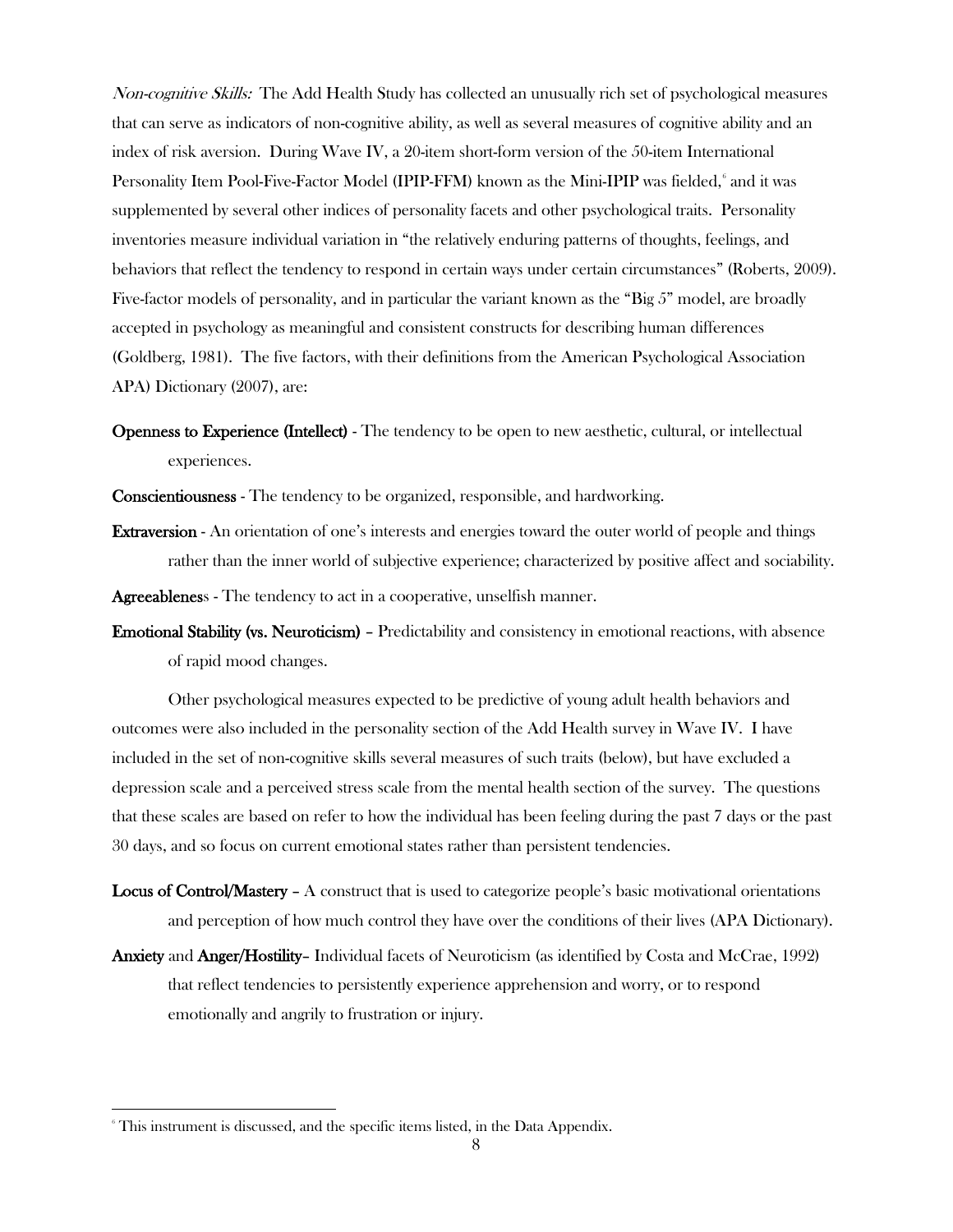*Non-cognitive Skills:* The Add Health Study has collected an unusually rich set of psychological measures that can serve as indicators of non-cognitive ability, as well as several measures of cognitive ability and an index of risk aversion. During Wave IV, a 20-item short-form version of the 50-item International Personality Item Pool-Five-Factor Model (IPIP-FFM) known as the Mini-IPIP was fielded,[6] and it was supplemented by several other indices of personality facets and other psychological traits. Personality inventories measure individual variation in "the relatively enduring patterns of thoughts, feelings, and behaviors that reflect the tendency to respond in certain ways under certain circumstances" (Roberts, 2009). Five-factor models of personality, and in particular the variant known as the "Big 5" model, are broadly accepted in psychology as meaningful and consistent constructs for describing human differences (Goldberg, 1981). The five factors, with their definitions from the American Psychological Association APA) Dictionary (2007), are:

**Openness to Experience (Intellect)** - The tendency to be open to new aesthetic, cultural, or intellectual experiences.

**Conscientiousness** - The tendency to be organized, responsible, and hardworking.

**Extraversion** - An orientation of one's interests and energies toward the outer world of people and things rather than the inner world of subjective experience; characterized by positive affect and sociability.

**Agreeablenes**s - The tendency to act in a cooperative, unselfish manner.

**Emotional Stability (vs. Neuroticism)** – Predictability and consistency in emotional reactions, with absence of rapid mood changes.

Other psychological measures expected to be predictive of young adult health behaviors and outcomes were also included in the personality section of the Add Health survey in Wave IV. I have included in the set of non-cognitive skills several measures of such traits (below), but have excluded a depression scale and a perceived stress scale from the mental health section of the survey. The questions that these scales are based on refer to how the individual has been feeling during the past 7 days or the past 30 days, and so focus on current emotional states rather than persistent tendencies.

**Locus of Control/Mastery** – A construct that is used to categorize people's basic motivational orientations and perception of how much control they have over the conditions of their lives (APA Dictionary).

**Anxiety** and **Anger/Hostility**– Individual facets of Neuroticism (as identified by Costa and McCrae, 1992) that reflect tendencies to persistently experience apprehension and worry, or to respond emotionally and angrily to frustration or injury.

[6] This instrument is discussed, and the specific items listed, in the Data Appendix.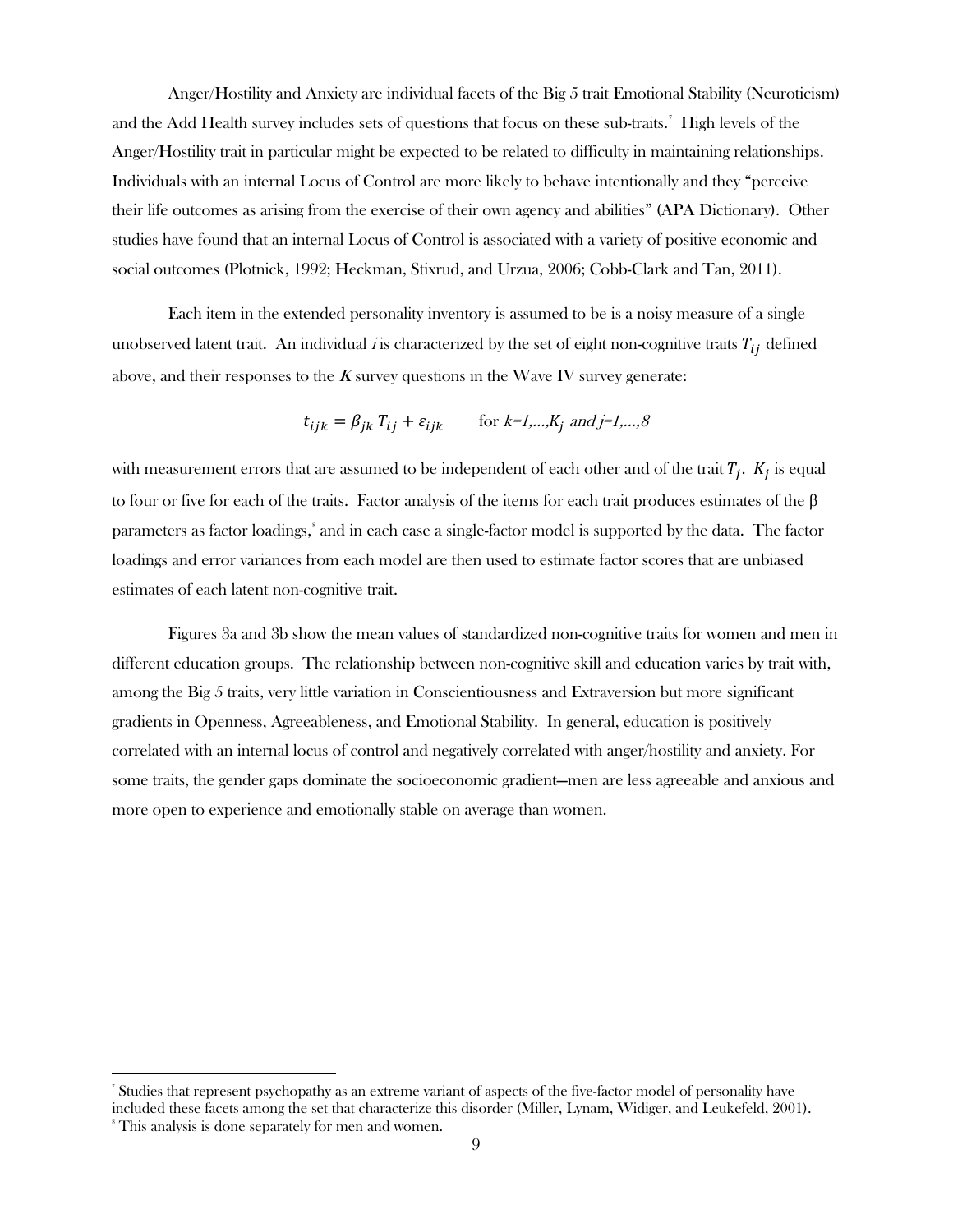Anger/Hostility and Anxiety are individual facets of the Big 5 trait Emotional Stability (Neuroticism) and the Add Health survey includes sets of questions that focus on these sub-traits.[7] High levels of the Anger/Hostility trait in particular might be expected to be related to difficulty in maintaining relationships. Individuals with an internal Locus of Control are more likely to behave intentionally and they "perceive their life outcomes as arising from the exercise of their own agency and abilities" (APA Dictionary). Other studies have found that an internal Locus of Control is associated with a variety of positive economic and social outcomes (Plotnick, 1992; Heckman, Stixrud, and Urzua, 2006; Cobb-Clark and Tan, 2011).

Each item in the extended personality inventory is assumed to be is a noisy measure of a single unobserved latent trait. An individual *i* is characterized by the set of eight non-cognitive traits $T_{ij}$ defined above, and their responses to the $K$ survey questions in the Wave IV survey generate:

$$t_{ijk} = \beta_{jk}\, T_{ij} + \varepsilon_{ijk} \qquad \text{for } k=1,\ldots,K_j \text{ and } j=1,\ldots,8$$

with measurement errors that are assumed to be independent of each other and of the trait $T_j$. $K_j$ is equal to four or five for each of the traits. Factor analysis of the items for each trait produces estimates of the β parameters as factor loadings,[8] and in each case a single-factor model is supported by the data. The factor loadings and error variances from each model are then used to estimate factor scores that are unbiased estimates of each latent non-cognitive trait.

Figures 3a and 3b show the mean values of standardized non-cognitive traits for women and men in different education groups. The relationship between non-cognitive skill and education varies by trait with, among the Big 5 traits, very little variation in Conscientiousness and Extraversion but more significant gradients in Openness, Agreeableness, and Emotional Stability. In general, education is positively correlated with an internal locus of control and negatively correlated with anger/hostility and anxiety. For some traits, the gender gaps dominate the socioeconomic gradient—men are less agreeable and anxious and more open to experience and emotionally stable on average than women.

---

[7] Studies that represent psychopathy as an extreme variant of aspects of the five-factor model of personality have included these facets among the set that characterize this disorder (Miller, Lynam, Widiger, and Leukefeld, 2001).

[8] This analysis is done separately for men and women.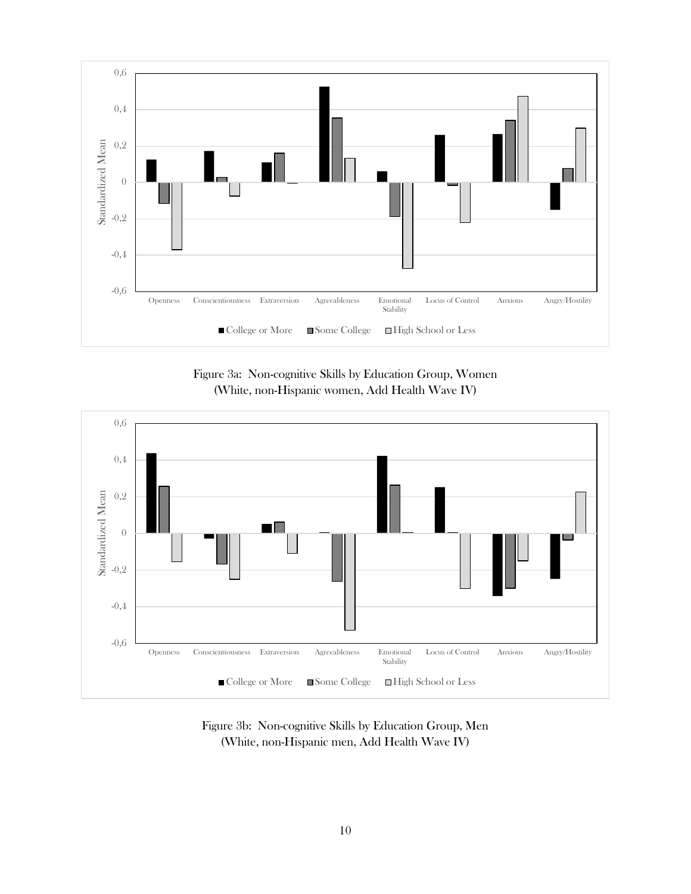Figure 3a: Non-cognitive Skills by Education Group, Women
(White, non-Hispanic women, Add Health Wave IV)

Figure 3b: Non-cognitive Skills by Education Group, Men
(White, non-Hispanic men, Add Health Wave IV)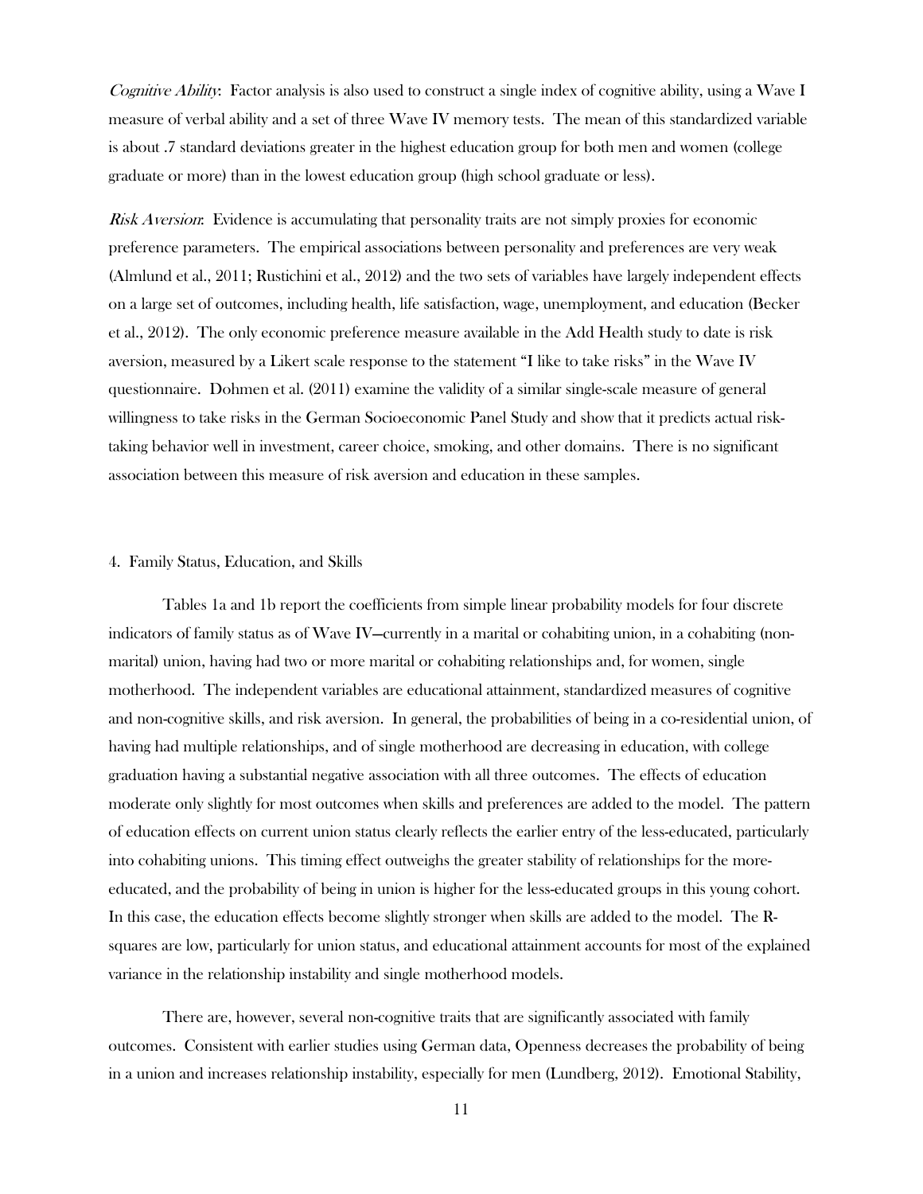*Cognitive Ability*: Factor analysis is also used to construct a single index of cognitive ability, using a Wave I measure of verbal ability and a set of three Wave IV memory tests. The mean of this standardized variable is about .7 standard deviations greater in the highest education group for both men and women (college graduate or more) than in the lowest education group (high school graduate or less).

*Risk Aversion*: Evidence is accumulating that personality traits are not simply proxies for economic preference parameters. The empirical associations between personality and preferences are very weak (Almlund et al., 2011; Rustichini et al., 2012) and the two sets of variables have largely independent effects on a large set of outcomes, including health, life satisfaction, wage, unemployment, and education (Becker et al., 2012). The only economic preference measure available in the Add Health study to date is risk aversion, measured by a Likert scale response to the statement "I like to take risks" in the Wave IV questionnaire. Dohmen et al. (2011) examine the validity of a similar single-scale measure of general willingness to take risks in the German Socioeconomic Panel Study and show that it predicts actual risk-taking behavior well in investment, career choice, smoking, and other domains. There is no significant association between this measure of risk aversion and education in these samples.

## 4. Family Status, Education, and Skills

Tables 1a and 1b report the coefficients from simple linear probability models for four discrete indicators of family status as of Wave IV—currently in a marital or cohabiting union, in a cohabiting (non-marital) union, having had two or more marital or cohabiting relationships and, for women, single motherhood. The independent variables are educational attainment, standardized measures of cognitive and non-cognitive skills, and risk aversion. In general, the probabilities of being in a co-residential union, of having had multiple relationships, and of single motherhood are decreasing in education, with college graduation having a substantial negative association with all three outcomes. The effects of education moderate only slightly for most outcomes when skills and preferences are added to the model. The pattern of education effects on current union status clearly reflects the earlier entry of the less-educated, particularly into cohabiting unions. This timing effect outweighs the greater stability of relationships for the more-educated, and the probability of being in union is higher for the less-educated groups in this young cohort. In this case, the education effects become slightly stronger when skills are added to the model. The R-squares are low, particularly for union status, and educational attainment accounts for most of the explained variance in the relationship instability and single motherhood models.

There are, however, several non-cognitive traits that are significantly associated with family outcomes. Consistent with earlier studies using German data, Openness decreases the probability of being in a union and increases relationship instability, especially for men (Lundberg, 2012). Emotional Stability,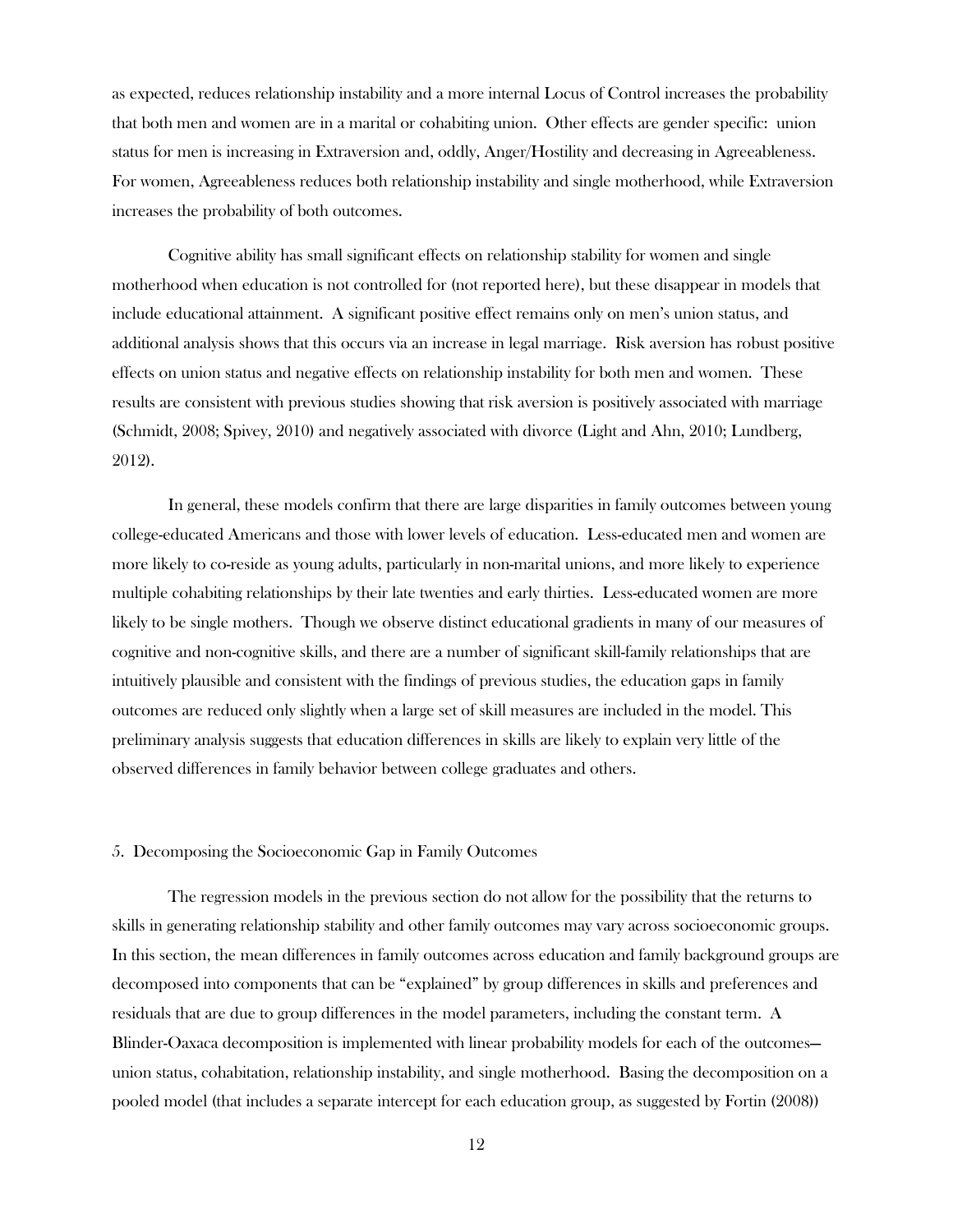as expected, reduces relationship instability and a more internal Locus of Control increases the probability that both men and women are in a marital or cohabiting union. Other effects are gender specific: union status for men is increasing in Extraversion and, oddly, Anger/Hostility and decreasing in Agreeableness. For women, Agreeableness reduces both relationship instability and single motherhood, while Extraversion increases the probability of both outcomes.

Cognitive ability has small significant effects on relationship stability for women and single motherhood when education is not controlled for (not reported here), but these disappear in models that include educational attainment. A significant positive effect remains only on men's union status, and additional analysis shows that this occurs via an increase in legal marriage. Risk aversion has robust positive effects on union status and negative effects on relationship instability for both men and women. These results are consistent with previous studies showing that risk aversion is positively associated with marriage (Schmidt, 2008; Spivey, 2010) and negatively associated with divorce (Light and Ahn, 2010; Lundberg, 2012).

In general, these models confirm that there are large disparities in family outcomes between young college-educated Americans and those with lower levels of education. Less-educated men and women are more likely to co-reside as young adults, particularly in non-marital unions, and more likely to experience multiple cohabiting relationships by their late twenties and early thirties. Less-educated women are more likely to be single mothers. Though we observe distinct educational gradients in many of our measures of cognitive and non-cognitive skills, and there are a number of significant skill-family relationships that are intuitively plausible and consistent with the findings of previous studies, the education gaps in family outcomes are reduced only slightly when a large set of skill measures are included in the model. This preliminary analysis suggests that education differences in skills are likely to explain very little of the observed differences in family behavior between college graduates and others.

## 5. Decomposing the Socioeconomic Gap in Family Outcomes

The regression models in the previous section do not allow for the possibility that the returns to skills in generating relationship stability and other family outcomes may vary across socioeconomic groups. In this section, the mean differences in family outcomes across education and family background groups are decomposed into components that can be "explained" by group differences in skills and preferences and residuals that are due to group differences in the model parameters, including the constant term. A Blinder-Oaxaca decomposition is implemented with linear probability models for each of the outcomes—union status, cohabitation, relationship instability, and single motherhood. Basing the decomposition on a pooled model (that includes a separate intercept for each education group, as suggested by Fortin (2008))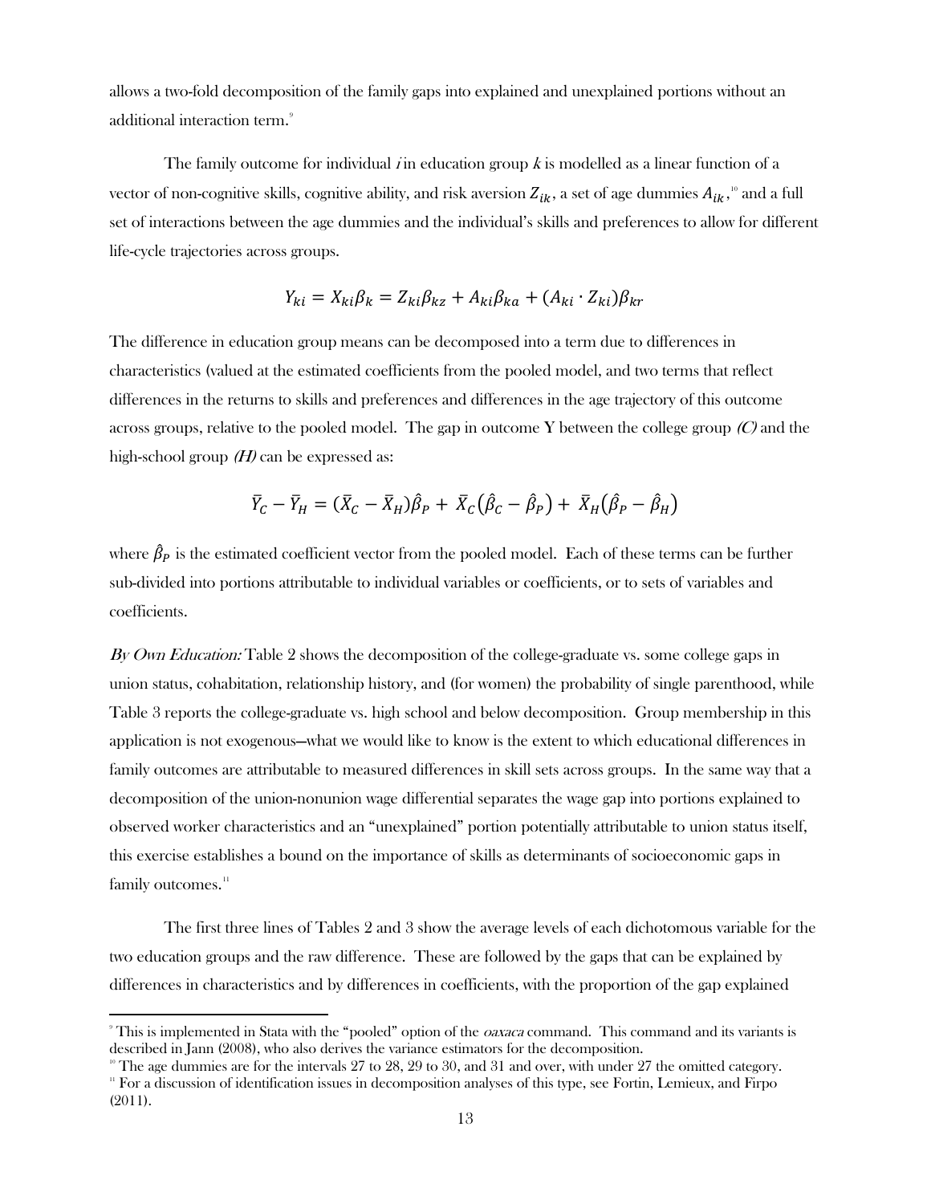allows a two-fold decomposition of the family gaps into explained and unexplained portions without an additional interaction term.[9]

The family outcome for individual *i* in education group *k* is modelled as a linear function of a vector of non-cognitive skills, cognitive ability, and risk aversion $Z_{ik}$, a set of age dummies $A_{ik}$,[10] and a full set of interactions between the age dummies and the individual's skills and preferences to allow for different life-cycle trajectories across groups.

$$Y_{ki} = X_{ki}\beta_k = Z_{ki}\beta_{kz} + A_{ki}\beta_{ka} + (A_{ki} \cdot Z_{ki})\beta_{kr}$$

The difference in education group means can be decomposed into a term due to differences in characteristics (valued at the estimated coefficients from the pooled model, and two terms that reflect differences in the returns to skills and preferences and differences in the age trajectory of this outcome across groups, relative to the pooled model. The gap in outcome Y between the college group *(C)* and the high-school group *(H)* can be expressed as:

$$\bar{Y}_C - \bar{Y}_H = (\bar{X}_C - \bar{X}_H)\hat{\beta}_P + \bar{X}_C(\hat{\beta}_C - \hat{\beta}_P) + \bar{X}_H(\hat{\beta}_P - \hat{\beta}_H)$$

where $\hat{\beta}_P$ is the estimated coefficient vector from the pooled model. Each of these terms can be further sub-divided into portions attributable to individual variables or coefficients, or to sets of variables and coefficients.

*By Own Education:* Table 2 shows the decomposition of the college-graduate vs. some college gaps in union status, cohabitation, relationship history, and (for women) the probability of single parenthood, while Table 3 reports the college-graduate vs. high school and below decomposition. Group membership in this application is not exogenous—what we would like to know is the extent to which educational differences in family outcomes are attributable to measured differences in skill sets across groups. In the same way that a decomposition of the union-nonunion wage differential separates the wage gap into portions explained to observed worker characteristics and an "unexplained" portion potentially attributable to union status itself, this exercise establishes a bound on the importance of skills as determinants of socioeconomic gaps in family outcomes.[11]

The first three lines of Tables 2 and 3 show the average levels of each dichotomous variable for the two education groups and the raw difference. These are followed by the gaps that can be explained by differences in characteristics and by differences in coefficients, with the proportion of the gap explained

[9] This is implemented in Stata with the "pooled" option of the *oaxaca* command. This command and its variants is described in Jann (2008), who also derives the variance estimators for the decomposition.

[10] The age dummies are for the intervals 27 to 28, 29 to 30, and 31 and over, with under 27 the omitted category.

[11] For a discussion of identification issues in decomposition analyses of this type, see Fortin, Lemieux, and Firpo (2011).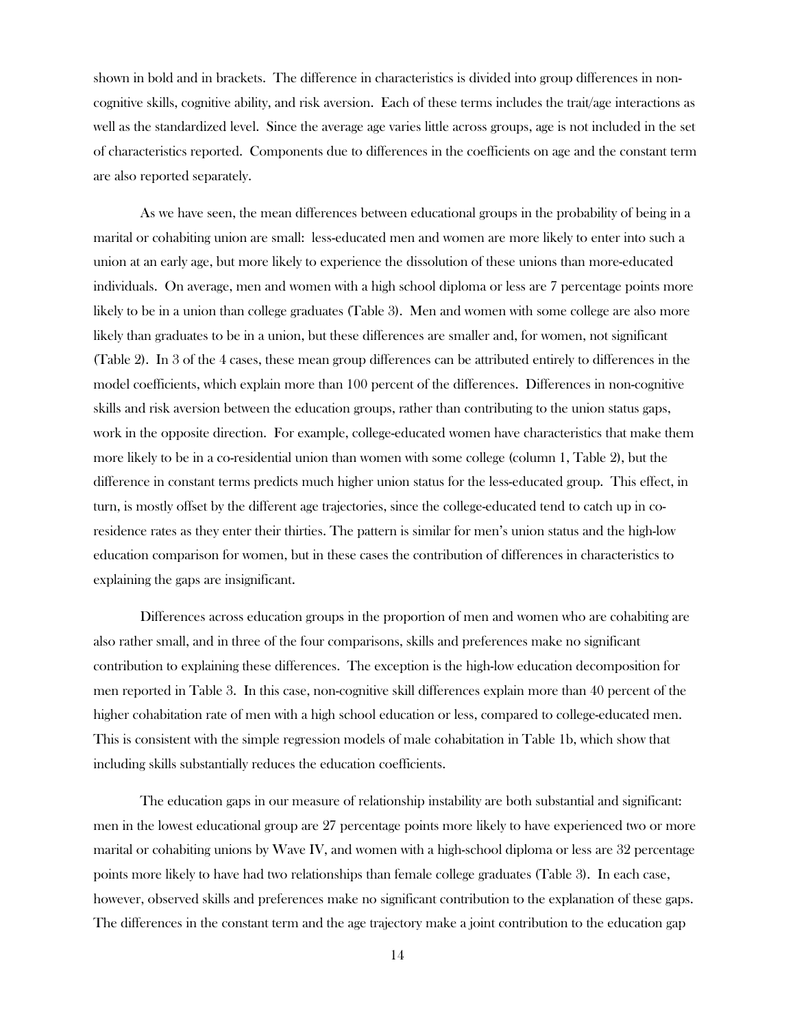shown in bold and in brackets. The difference in characteristics is divided into group differences in non-cognitive skills, cognitive ability, and risk aversion. Each of these terms includes the trait/age interactions as well as the standardized level. Since the average age varies little across groups, age is not included in the set of characteristics reported. Components due to differences in the coefficients on age and the constant term are also reported separately.

As we have seen, the mean differences between educational groups in the probability of being in a marital or cohabiting union are small: less-educated men and women are more likely to enter into such a union at an early age, but more likely to experience the dissolution of these unions than more-educated individuals. On average, men and women with a high school diploma or less are 7 percentage points more likely to be in a union than college graduates (Table 3). Men and women with some college are also more likely than graduates to be in a union, but these differences are smaller and, for women, not significant (Table 2). In 3 of the 4 cases, these mean group differences can be attributed entirely to differences in the model coefficients, which explain more than 100 percent of the differences. Differences in non-cognitive skills and risk aversion between the education groups, rather than contributing to the union status gaps, work in the opposite direction. For example, college-educated women have characteristics that make them more likely to be in a co-residential union than women with some college (column 1, Table 2), but the difference in constant terms predicts much higher union status for the less-educated group. This effect, in turn, is mostly offset by the different age trajectories, since the college-educated tend to catch up in co-residence rates as they enter their thirties. The pattern is similar for men's union status and the high-low education comparison for women, but in these cases the contribution of differences in characteristics to explaining the gaps are insignificant.

Differences across education groups in the proportion of men and women who are cohabiting are also rather small, and in three of the four comparisons, skills and preferences make no significant contribution to explaining these differences. The exception is the high-low education decomposition for men reported in Table 3. In this case, non-cognitive skill differences explain more than 40 percent of the higher cohabitation rate of men with a high school education or less, compared to college-educated men. This is consistent with the simple regression models of male cohabitation in Table 1b, which show that including skills substantially reduces the education coefficients.

The education gaps in our measure of relationship instability are both substantial and significant: men in the lowest educational group are 27 percentage points more likely to have experienced two or more marital or cohabiting unions by Wave IV, and women with a high-school diploma or less are 32 percentage points more likely to have had two relationships than female college graduates (Table 3). In each case, however, observed skills and preferences make no significant contribution to the explanation of these gaps. The differences in the constant term and the age trajectory make a joint contribution to the education gap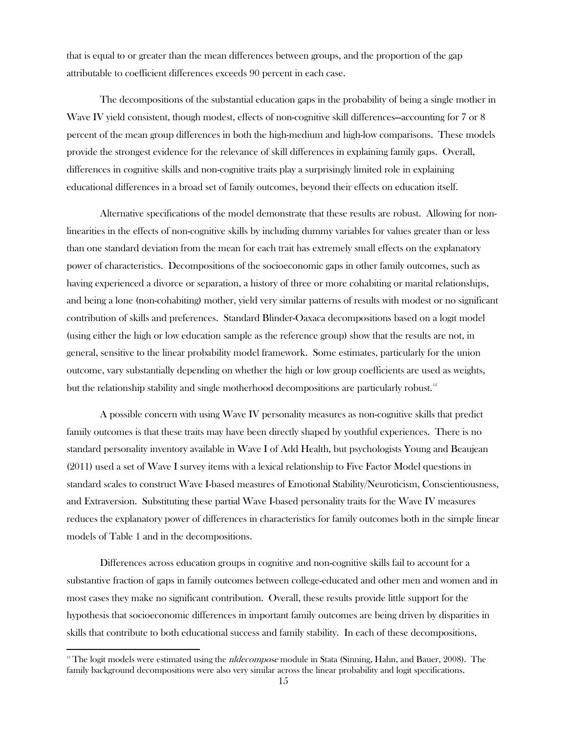that is equal to or greater than the mean differences between groups, and the proportion of the gap attributable to coefficient differences exceeds 90 percent in each case.

The decompositions of the substantial education gaps in the probability of being a single mother in Wave IV yield consistent, though modest, effects of non-cognitive skill differences—accounting for 7 or 8 percent of the mean group differences in both the high-medium and high-low comparisons. These models provide the strongest evidence for the relevance of skill differences in explaining family gaps. Overall, differences in cognitive skills and non-cognitive traits play a surprisingly limited role in explaining educational differences in a broad set of family outcomes, beyond their effects on education itself.

Alternative specifications of the model demonstrate that these results are robust. Allowing for non-linearities in the effects of non-cognitive skills by including dummy variables for values greater than or less than one standard deviation from the mean for each trait has extremely small effects on the explanatory power of characteristics. Decompositions of the socioeconomic gaps in other family outcomes, such as having experienced a divorce or separation, a history of three or more cohabiting or marital relationships, and being a lone (non-cohabiting) mother, yield very similar patterns of results with modest or no significant contribution of skills and preferences. Standard Blinder-Oaxaca decompositions based on a logit model (using either the high or low education sample as the reference group) show that the results are not, in general, sensitive to the linear probability model framework. Some estimates, particularly for the union outcome, vary substantially depending on whether the high or low group coefficients are used as weights, but the relationship stability and single motherhood decompositions are particularly robust.[12]

A possible concern with using Wave IV personality measures as non-cognitive skills that predict family outcomes is that these traits may have been directly shaped by youthful experiences. There is no standard personality inventory available in Wave I of Add Health, but psychologists Young and Beaujean (2011) used a set of Wave I survey items with a lexical relationship to Five Factor Model questions in standard scales to construct Wave I-based measures of Emotional Stability/Neuroticism, Conscientiousness, and Extraversion. Substituting these partial Wave I-based personality traits for the Wave IV measures reduces the explanatory power of differences in characteristics for family outcomes both in the simple linear models of Table 1 and in the decompositions.

Differences across education groups in cognitive and non-cognitive skills fail to account for a substantive fraction of gaps in family outcomes between college-educated and other men and women and in most cases they make no significant contribution. Overall, these results provide little support for the hypothesis that socioeconomic differences in important family outcomes are being driven by disparities in skills that contribute to both educational success and family stability. In each of these decompositions,

[12] The logit models were estimated using the *nldecompose* module in Stata (Sinning, Hahn, and Bauer, 2008). The family background decompositions were also very similar across the linear probability and logit specifications.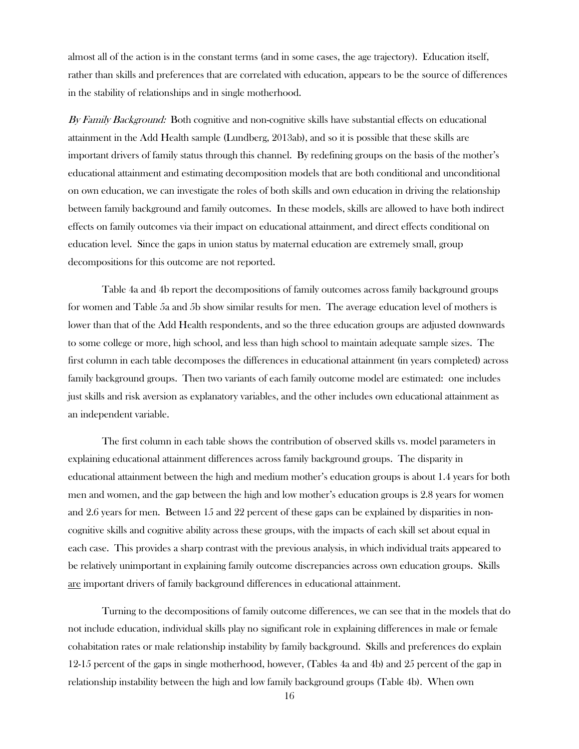almost all of the action is in the constant terms (and in some cases, the age trajectory). Education itself, rather than skills and preferences that are correlated with education, appears to be the source of differences in the stability of relationships and in single motherhood.

*By Family Background:* Both cognitive and non-cognitive skills have substantial effects on educational attainment in the Add Health sample (Lundberg, 2013ab), and so it is possible that these skills are important drivers of family status through this channel. By redefining groups on the basis of the mother's educational attainment and estimating decomposition models that are both conditional and unconditional on own education, we can investigate the roles of both skills and own education in driving the relationship between family background and family outcomes. In these models, skills are allowed to have both indirect effects on family outcomes via their impact on educational attainment, and direct effects conditional on education level. Since the gaps in union status by maternal education are extremely small, group decompositions for this outcome are not reported.

Table 4a and 4b report the decompositions of family outcomes across family background groups for women and Table 5a and 5b show similar results for men. The average education level of mothers is lower than that of the Add Health respondents, and so the three education groups are adjusted downwards to some college or more, high school, and less than high school to maintain adequate sample sizes. The first column in each table decomposes the differences in educational attainment (in years completed) across family background groups. Then two variants of each family outcome model are estimated: one includes just skills and risk aversion as explanatory variables, and the other includes own educational attainment as an independent variable.

The first column in each table shows the contribution of observed skills vs. model parameters in explaining educational attainment differences across family background groups. The disparity in educational attainment between the high and medium mother's education groups is about 1.4 years for both men and women, and the gap between the high and low mother's education groups is 2.8 years for women and 2.6 years for men. Between 15 and 22 percent of these gaps can be explained by disparities in non-cognitive skills and cognitive ability across these groups, with the impacts of each skill set about equal in each case. This provides a sharp contrast with the previous analysis, in which individual traits appeared to be relatively unimportant in explaining family outcome discrepancies across own education groups. Skills <u>are</u> important drivers of family background differences in educational attainment.

Turning to the decompositions of family outcome differences, we can see that in the models that do not include education, individual skills play no significant role in explaining differences in male or female cohabitation rates or male relationship instability by family background. Skills and preferences do explain 12-15 percent of the gaps in single motherhood, however, (Tables 4a and 4b) and 25 percent of the gap in relationship instability between the high and low family background groups (Table 4b). When own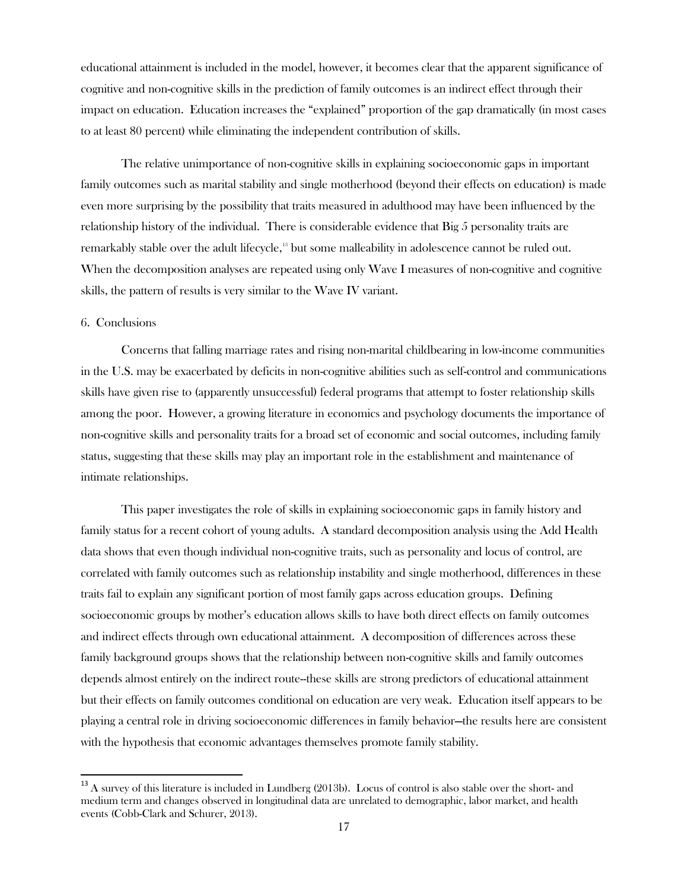educational attainment is included in the model, however, it becomes clear that the apparent significance of cognitive and non-cognitive skills in the prediction of family outcomes is an indirect effect through their impact on education. Education increases the "explained" proportion of the gap dramatically (in most cases to at least 80 percent) while eliminating the independent contribution of skills.

The relative unimportance of non-cognitive skills in explaining socioeconomic gaps in important family outcomes such as marital stability and single motherhood (beyond their effects on education) is made even more surprising by the possibility that traits measured in adulthood may have been influenced by the relationship history of the individual. There is considerable evidence that Big 5 personality traits are remarkably stable over the adult lifecycle,[13] but some malleability in adolescence cannot be ruled out. When the decomposition analyses are repeated using only Wave I measures of non-cognitive and cognitive skills, the pattern of results is very similar to the Wave IV variant.

## 6. Conclusions

Concerns that falling marriage rates and rising non-marital childbearing in low-income communities in the U.S. may be exacerbated by deficits in non-cognitive abilities such as self-control and communications skills have given rise to (apparently unsuccessful) federal programs that attempt to foster relationship skills among the poor. However, a growing literature in economics and psychology documents the importance of non-cognitive skills and personality traits for a broad set of economic and social outcomes, including family status, suggesting that these skills may play an important role in the establishment and maintenance of intimate relationships.

This paper investigates the role of skills in explaining socioeconomic gaps in family history and family status for a recent cohort of young adults. A standard decomposition analysis using the Add Health data shows that even though individual non-cognitive traits, such as personality and locus of control, are correlated with family outcomes such as relationship instability and single motherhood, differences in these traits fail to explain any significant portion of most family gaps across education groups. Defining socioeconomic groups by mother's education allows skills to have both direct effects on family outcomes and indirect effects through own educational attainment. A decomposition of differences across these family background groups shows that the relationship between non-cognitive skills and family outcomes depends almost entirely on the indirect route--these skills are strong predictors of educational attainment but their effects on family outcomes conditional on education are very weak. Education itself appears to be playing a central role in driving socioeconomic differences in family behavior—the results here are consistent with the hypothesis that economic advantages themselves promote family stability.

[13] A survey of this literature is included in Lundberg (2013b). Locus of control is also stable over the short- and medium term and changes observed in longitudinal data are unrelated to demographic, labor market, and health events (Cobb-Clark and Schurer, 2013).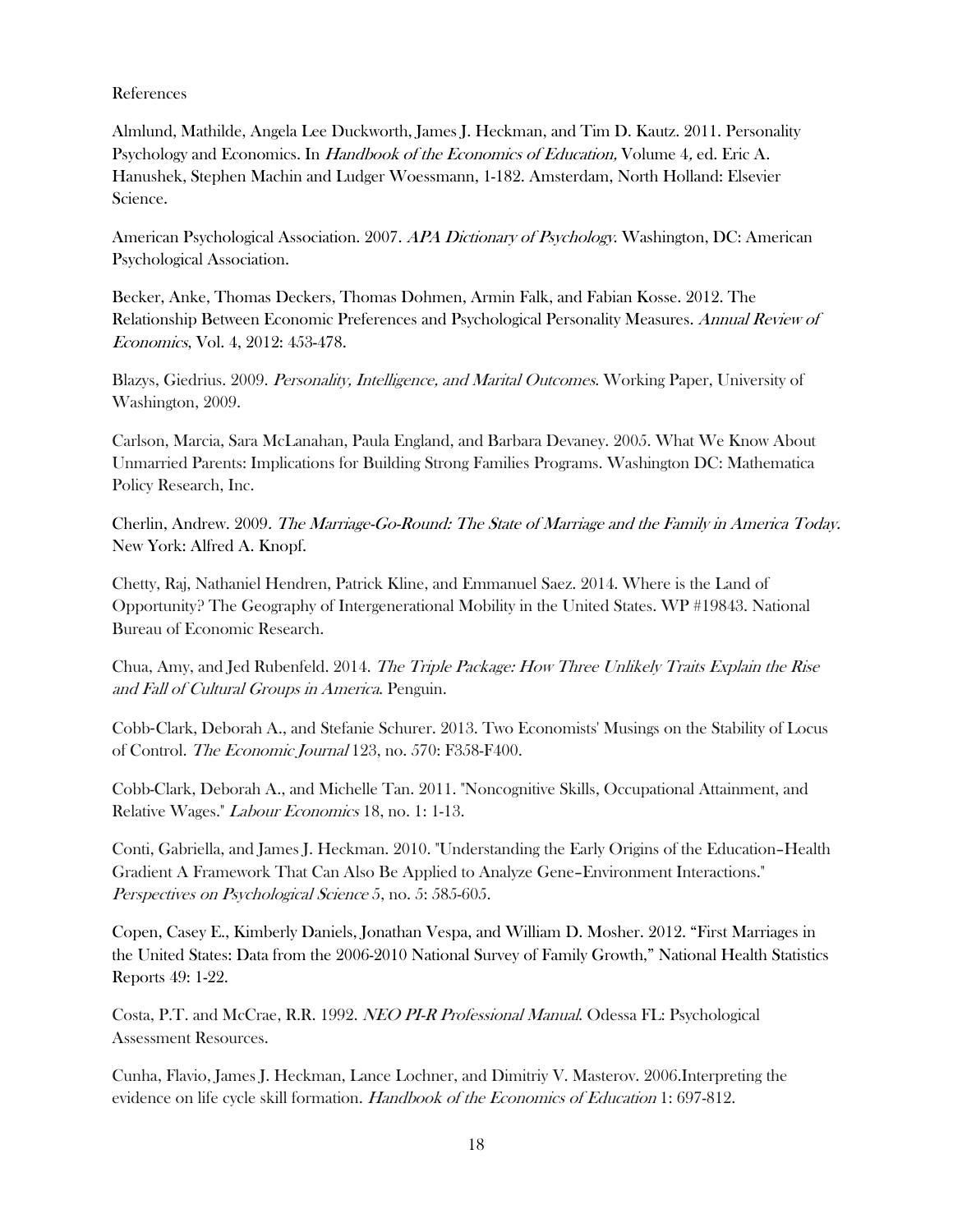References

Almlund, Mathilde, Angela Lee Duckworth, James J. Heckman, and Tim D. Kautz. 2011. Personality Psychology and Economics. In *Handbook of the Economics of Education,* Volume 4*,* ed. Eric A. Hanushek, Stephen Machin and Ludger Woessmann, 1-182. Amsterdam, North Holland: Elsevier Science.

American Psychological Association. 2007. *APA Dictionary of Psychology.* Washington, DC: American Psychological Association.

Becker, Anke, Thomas Deckers, Thomas Dohmen, Armin Falk, and Fabian Kosse. 2012. The Relationship Between Economic Preferences and Psychological Personality Measures. *Annual Review of Economics*, Vol. 4, 2012: 453-478.

Blazys, Giedrius. 2009. *Personality, Intelligence, and Marital Outcomes*. Working Paper, University of Washington, 2009.

Carlson, Marcia, Sara McLanahan, Paula England, and Barbara Devaney. 2005. What We Know About Unmarried Parents: Implications for Building Strong Families Programs. Washington DC: Mathematica Policy Research, Inc.

Cherlin, Andrew. 2009*. The Marriage-Go-Round: The State of Marriage and the Family in America Today.* New York: Alfred A. Knopf.

Chetty, Raj, Nathaniel Hendren, Patrick Kline, and Emmanuel Saez. 2014. Where is the Land of Opportunity? The Geography of Intergenerational Mobility in the United States. WP #19843. National Bureau of Economic Research.

Chua, Amy, and Jed Rubenfeld. 2014. *The Triple Package: How Three Unlikely Traits Explain the Rise and Fall of Cultural Groups in America*. Penguin.

Cobb-Clark, Deborah A., and Stefanie Schurer. 2013. Two Economists' Musings on the Stability of Locus of Control. *The Economic Journal* 123, no. 570: F358-F400.

Cobb-Clark, Deborah A., and Michelle Tan. 2011. "Noncognitive Skills, Occupational Attainment, and Relative Wages." *Labour Economics* 18, no. 1: 1-13.

Conti, Gabriella, and James J. Heckman. 2010. "Understanding the Early Origins of the Education–Health Gradient A Framework That Can Also Be Applied to Analyze Gene–Environment Interactions." *Perspectives on Psychological Science* 5, no. 5: 585-605.

Copen, Casey E., Kimberly Daniels, Jonathan Vespa, and William D. Mosher. 2012. "First Marriages in the United States: Data from the 2006-2010 National Survey of Family Growth," National Health Statistics Reports 49: 1-22.

Costa, P.T. and McCrae, R.R. 1992. *NEO PI-R Professional Manual*. Odessa FL: Psychological Assessment Resources.

Cunha, Flavio, James J. Heckman, Lance Lochner, and Dimitriy V. Masterov. 2006.Interpreting the evidence on life cycle skill formation. *Handbook of the Economics of Education* 1: 697-812.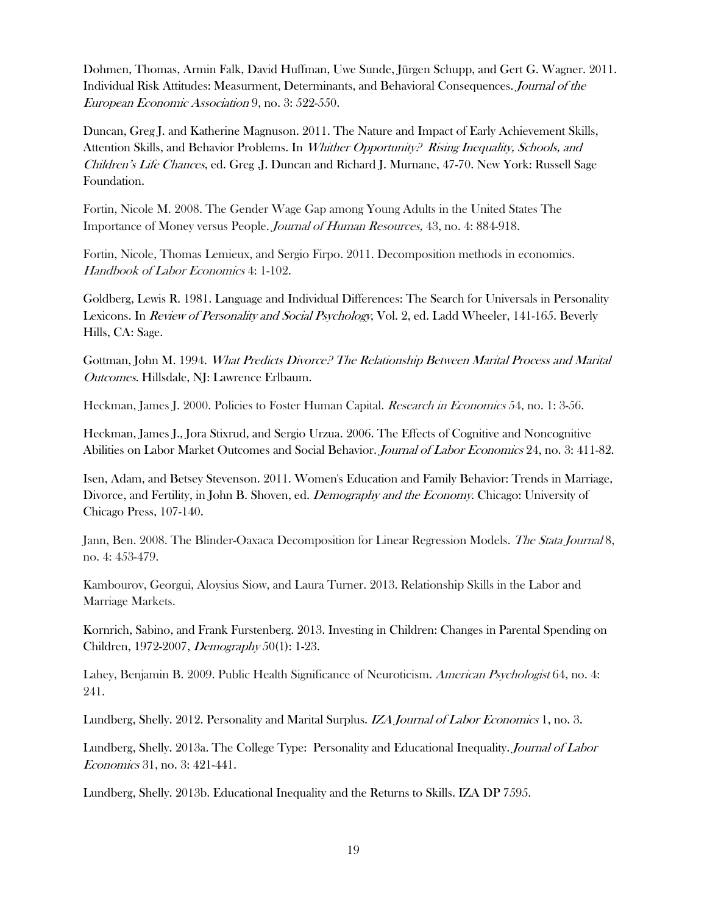Dohmen, Thomas, Armin Falk, David Huffman, Uwe Sunde, Jürgen Schupp, and Gert G. Wagner. 2011. Individual Risk Attitudes: Measurment, Determinants, and Behavioral Consequences. *Journal of the European Economic Association* 9, no. 3: 522-550.

Duncan, Greg J. and Katherine Magnuson. 2011. The Nature and Impact of Early Achievement Skills, Attention Skills, and Behavior Problems. In *Whither Opportunity? Rising Inequality, Schools, and Children's Life Chances*, ed. Greg .J. Duncan and Richard J. Murnane, 47-70. New York: Russell Sage Foundation.

Fortin, Nicole M. 2008. The Gender Wage Gap among Young Adults in the United States The Importance of Money versus People. *Journal of Human Resources,* 43, no. 4: 884-918.

Fortin, Nicole, Thomas Lemieux, and Sergio Firpo. 2011. Decomposition methods in economics. *Handbook of Labor Economics* 4: 1-102.

Goldberg, Lewis R. 1981. Language and Individual Differences: The Search for Universals in Personality Lexicons. In *Review of Personality and Social Psychology*, Vol. 2, ed. Ladd Wheeler, 141-165. Beverly Hills, CA: Sage.

Gottman, John M. 1994. *What Predicts Divorce? The Relationship Between Marital Process and Marital Outcomes*. Hillsdale, NJ: Lawrence Erlbaum.

Heckman, James J. 2000. Policies to Foster Human Capital. *Research in Economics* 54, no. 1: 3-56.

Heckman, James J., Jora Stixrud, and Sergio Urzua. 2006. The Effects of Cognitive and Noncognitive Abilities on Labor Market Outcomes and Social Behavior. *Journal of Labor Economics* 24, no. 3: 411-82.

Isen, Adam, and Betsey Stevenson. 2011. Women's Education and Family Behavior: Trends in Marriage, Divorce, and Fertility, in John B. Shoven, ed. *Demography and the Economy*. Chicago: University of Chicago Press, 107-140.

Jann, Ben. 2008. The Blinder-Oaxaca Decomposition for Linear Regression Models. *The Stata Journal* 8, no. 4: 453-479.

Kambourov, Georgui, Aloysius Siow, and Laura Turner. 2013. Relationship Skills in the Labor and Marriage Markets.

Kornrich, Sabino, and Frank Furstenberg. 2013. Investing in Children: Changes in Parental Spending on Children, 1972-2007, *Demography* 50(1): 1-23.

Lahey, Benjamin B. 2009. Public Health Significance of Neuroticism. *American Psychologist* 64, no. 4: 241.

Lundberg, Shelly. 2012. Personality and Marital Surplus. *IZA Journal of Labor Economics* 1, no. 3.

Lundberg, Shelly. 2013a. The College Type: Personality and Educational Inequality. *Journal of Labor Economics* 31, no. 3: 421-441.

Lundberg, Shelly. 2013b. Educational Inequality and the Returns to Skills. IZA DP 7595.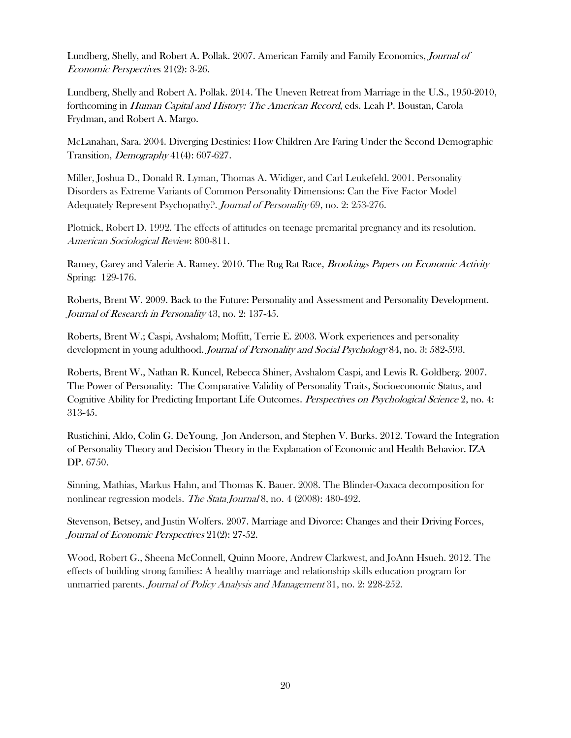Lundberg, Shelly, and Robert A. Pollak. 2007. American Family and Family Economics, *Journal of Economic Perspectives* 21(2): 3-26.

Lundberg, Shelly and Robert A. Pollak. 2014. The Uneven Retreat from Marriage in the U.S., 1950-2010, forthcoming in *Human Capital and History: The American Record*, eds. Leah P. Boustan, Carola Frydman, and Robert A. Margo.

McLanahan, Sara. 2004. Diverging Destinies: How Children Are Faring Under the Second Demographic Transition, *Demography* 41(4): 607-627.

Miller, Joshua D., Donald R. Lyman, Thomas A. Widiger, and Carl Leukefeld. 2001. Personality Disorders as Extreme Variants of Common Personality Dimensions: Can the Five Factor Model Adequately Represent Psychopathy?. *Journal of Personality* 69, no. 2: 253-276.

Plotnick, Robert D. 1992. The effects of attitudes on teenage premarital pregnancy and its resolution. *American Sociological Review*: 800-811.

Ramey, Garey and Valerie A. Ramey. 2010. The Rug Rat Race, *Brookings Papers on Economic Activity* Spring: 129-176.

Roberts, Brent W. 2009. Back to the Future: Personality and Assessment and Personality Development. *Journal of Research in Personality* 43, no. 2: 137-45.

Roberts, Brent W.; Caspi, Avshalom; Moffitt, Terrie E. 2003. Work experiences and personality development in young adulthood. *Journal of Personality and Social Psychology* 84, no. 3: 582-593.

Roberts, Brent W., Nathan R. Kuncel, Rebecca Shiner, Avshalom Caspi, and Lewis R. Goldberg. 2007. The Power of Personality: The Comparative Validity of Personality Traits, Socioeconomic Status, and Cognitive Ability for Predicting Important Life Outcomes. *Perspectives on Psychological Science* 2, no. 4: 313-45.

Rustichini, Aldo, Colin G. DeYoung, Jon Anderson, and Stephen V. Burks. 2012. Toward the Integration of Personality Theory and Decision Theory in the Explanation of Economic and Health Behavior. IZA DP. 6750.

Sinning, Mathias, Markus Hahn, and Thomas K. Bauer. 2008. The Blinder-Oaxaca decomposition for nonlinear regression models. *The Stata Journal* 8, no. 4 (2008): 480-492.

Stevenson, Betsey, and Justin Wolfers. 2007. Marriage and Divorce: Changes and their Driving Forces, *Journal of Economic Perspectives* 21(2): 27-52.

Wood, Robert G., Sheena McConnell, Quinn Moore, Andrew Clarkwest, and JoAnn Hsueh. 2012. The effects of building strong families: A healthy marriage and relationship skills education program for unmarried parents. *Journal of Policy Analysis and Management* 31, no. 2: 228-252.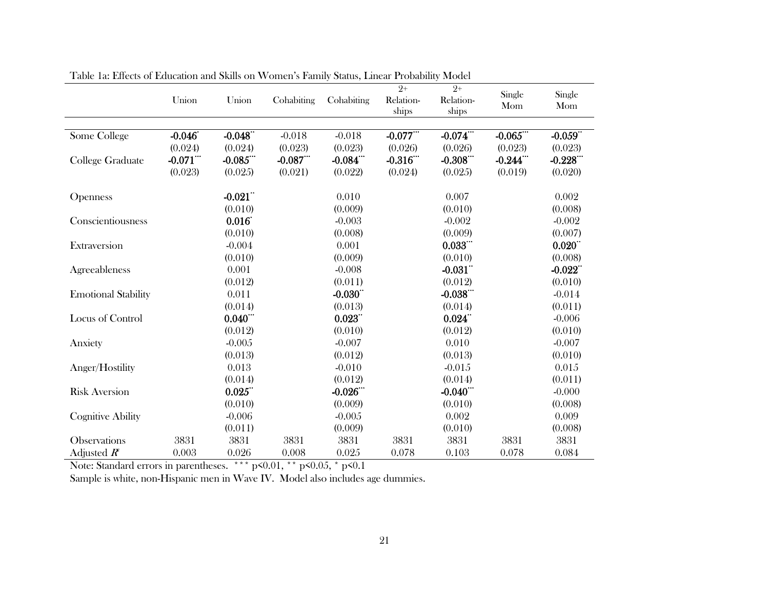Table 1a: Effects of Education and Skills on Women's Family Status, Linear Probability Model

| | Union | Union | Cohabiting | Cohabiting | 2+ Relation-ships | 2+ Relation-ships | Single Mom | Single Mom |
|---|---|---|---|---|---|---|---|---|
| Some College | **-0.046*** | **-0.048**** | -0.018 | -0.018 | **-0.077***** | **-0.074***** | **-0.065***** | **-0.059**** |
| | (0.024) | (0.024) | (0.023) | (0.023) | (0.026) | (0.026) | (0.023) | (0.023) |
| College Graduate | **-0.071***** | **-0.085***** | **-0.087***** | **-0.084***** | **-0.316***** | **-0.308***** | **-0.244***** | **-0.228***** |
| | (0.023) | (0.025) | (0.021) | (0.022) | (0.024) | (0.025) | (0.019) | (0.020) |
| Openness | | **-0.021**** | | 0.010 | | 0.007 | | 0.002 |
| | | (0.010) | | (0.009) | | (0.010) | | (0.008) |
| Conscientiousness | | **0.016*** | | -0.003 | | -0.002 | | -0.002 |
| | | (0.010) | | (0.008) | | (0.009) | | (0.007) |
| Extraversion | | -0.004 | | 0.001 | | **0.033***** | | **0.020**** |
| | | (0.010) | | (0.009) | | (0.010) | | (0.008) |
| Agreeableness | | 0.001 | | -0.008 | | **-0.031**** | | **-0.022**** |
| | | (0.012) | | (0.011) | | (0.012) | | (0.010) |
| Emotional Stability | | 0.011 | | **-0.030**** | | **-0.038***** | | -0.014 |
| | | (0.014) | | (0.013) | | (0.014) | | (0.011) |
| Locus of Control | | **0.040***** | | **0.023**** | | **0.024**** | | -0.006 |
| | | (0.012) | | (0.010) | | (0.012) | | (0.010) |
| Anxiety | | -0.005 | | -0.007 | | 0.010 | | -0.007 |
| | | (0.013) | | (0.012) | | (0.013) | | (0.010) |
| Anger/Hostility | | 0.013 | | -0.010 | | -0.015 | | 0.015 |
| | | (0.014) | | (0.012) | | (0.014) | | (0.011) |
| Risk Aversion | | **0.025**** | | **-0.026***** | | **-0.040***** | | -0.000 |
| | | (0.010) | | (0.009) | | (0.010) | | (0.008) |
| Cognitive Ability | | -0.006 | | -0.005 | | 0.002 | | 0.009 |
| | | (0.011) | | (0.009) | | (0.010) | | (0.008) |
| Observations | 3831 | 3831 | 3831 | 3831 | 3831 | 3831 | 3831 | 3831 |
| Adjusted $R^2$ | 0.003 | 0.026 | 0.008 | 0.025 | 0.078 | 0.103 | 0.078 | 0.084 |

Note: Standard errors in parentheses. *** $p<0.01$, ** $p<0.05$, * $p<0.1$

Sample is white, non-Hispanic men in Wave IV. Model also includes age dummies.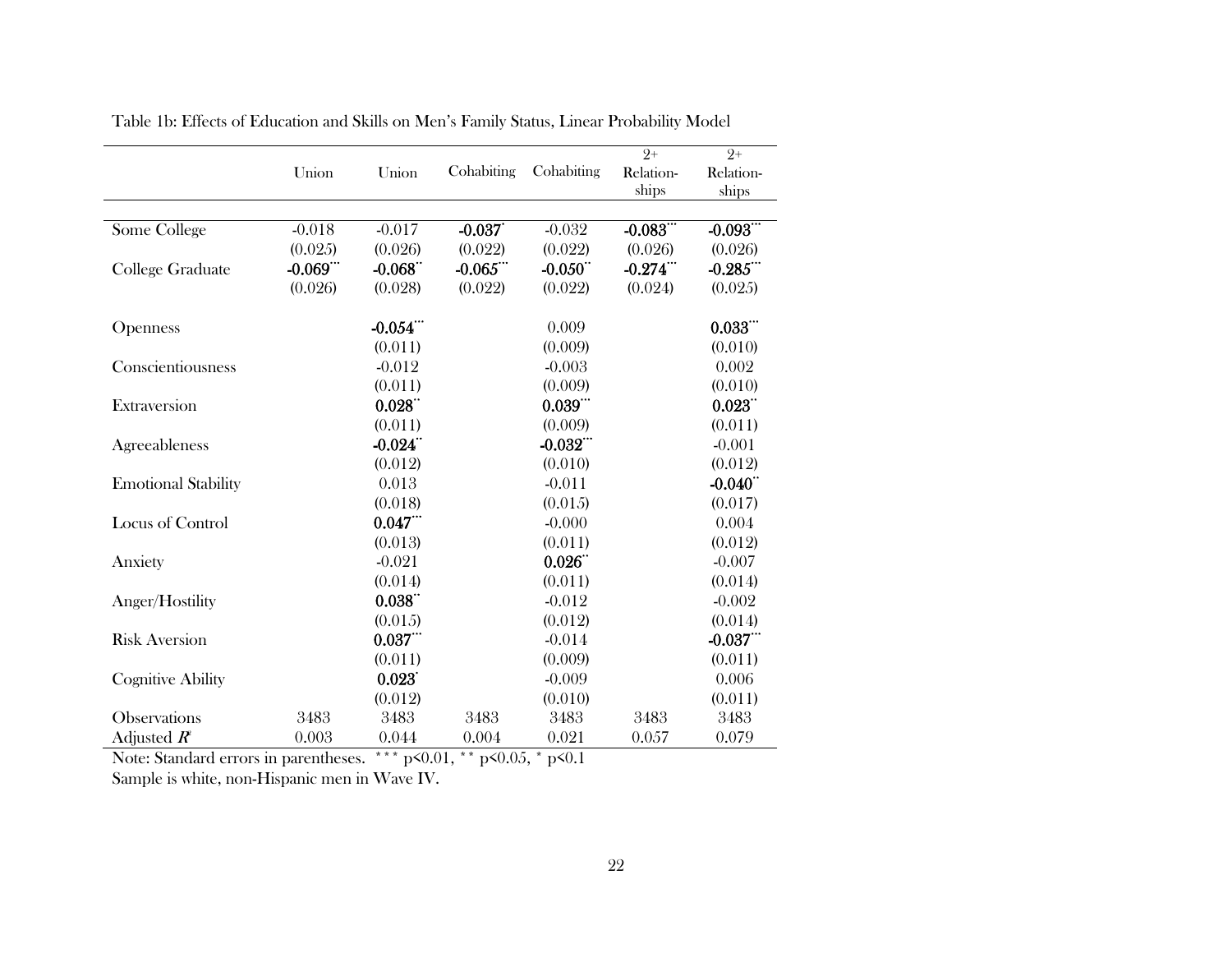Table 1b: Effects of Education and Skills on Men's Family Status, Linear Probability Model

| | Union | Union | Cohabiting | Cohabiting | 2+ Relation-ships | 2+ Relation-ships |
|---|---|---|---|---|---|---|
| Some College | -0.018 | -0.017 | **-0.037*** | -0.032 | **-0.083***** | **-0.093***** |
| | (0.025) | (0.026) | (0.022) | (0.022) | (0.026) | (0.026) |
| College Graduate | **-0.069***** | **-0.068**** | **-0.065***** | **-0.050**** | **-0.274***** | **-0.285***** |
| | (0.026) | (0.028) | (0.022) | (0.022) | (0.024) | (0.025) |
| Openness | | **-0.054***** | | 0.009 | | **0.033***** |
| | | (0.011) | | (0.009) | | (0.010) |
| Conscientiousness | | -0.012 | | -0.003 | | 0.002 |
| | | (0.011) | | (0.009) | | (0.010) |
| Extraversion | | **0.028**** | | **0.039***** | | **0.023**** |
| | | (0.011) | | (0.009) | | (0.011) |
| Agreeableness | | **-0.024**** | | **-0.032***** | | -0.001 |
| | | (0.012) | | (0.010) | | (0.012) |
| Emotional Stability | | 0.013 | | -0.011 | | **-0.040**** |
| | | (0.018) | | (0.015) | | (0.017) |
| Locus of Control | | **0.047***** | | -0.000 | | 0.004 |
| | | (0.013) | | (0.011) | | (0.012) |
| Anxiety | | -0.021 | | **0.026**** | | -0.007 |
| | | (0.014) | | (0.011) | | (0.014) |
| Anger/Hostility | | **0.038**** | | -0.012 | | -0.002 |
| | | (0.015) | | (0.012) | | (0.014) |
| Risk Aversion | | **0.037***** | | -0.014 | | **-0.037***** |
| | | (0.011) | | (0.009) | | (0.011) |
| Cognitive Ability | | **0.023*** | | -0.009 | | 0.006 |
| | | (0.012) | | (0.010) | | (0.011) |
| Observations | 3483 | 3483 | 3483 | 3483 | 3483 | 3483 |
| Adjusted $R^2$ | 0.003 | 0.044 | 0.004 | 0.021 | 0.057 | 0.079 |

Note: Standard errors in parentheses. *** $p<0.01$, ** $p<0.05$, * $p<0.1$

Sample is white, non-Hispanic men in Wave IV.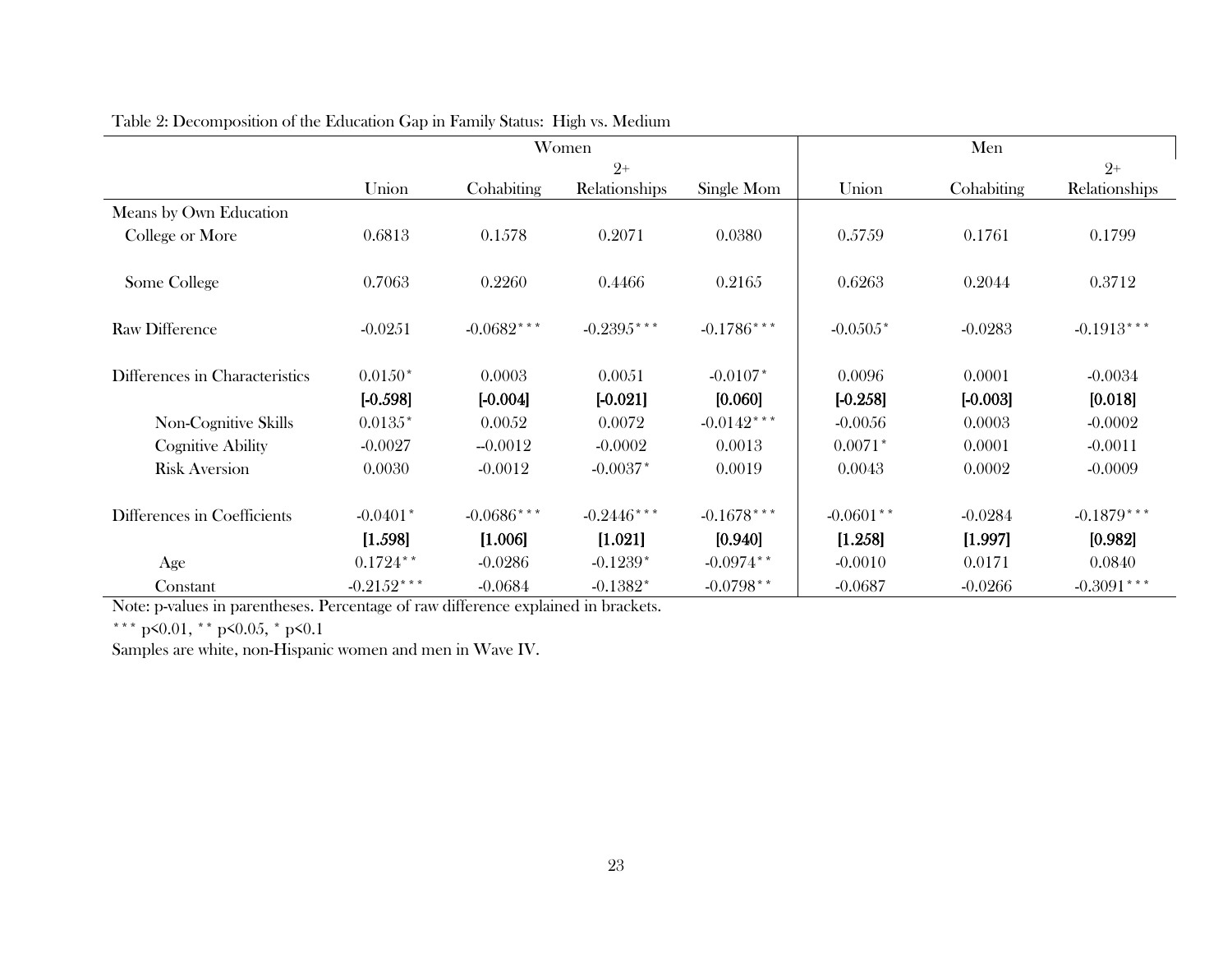Table 2: Decomposition of the Education Gap in Family Status: High vs. Medium

| | Women | | | | Men | | |
|---|---|---|---|---|---|---|---|
| | Union | Cohabiting | 2+ Relationships | Single Mom | Union | Cohabiting | 2+ Relationships |
| Means by Own Education | | | | | | | |
| College or More | 0.6813 | 0.1578 | 0.2071 | 0.0380 | 0.5759 | 0.1761 | 0.1799 |
| Some College | 0.7063 | 0.2260 | 0.4466 | 0.2165 | 0.6263 | 0.2044 | 0.3712 |
| Raw Difference | -0.0251 | -0.0682*** | -0.2395*** | -0.1786*** | -0.0505* | -0.0283 | -0.1913*** |
| Differences in Characteristics | 0.0150* | 0.0003 | 0.0051 | -0.0107* | 0.0096 | 0.0001 | -0.0034 |
| | [-0.598] | [-0.004] | [-0.021] | [0.060] | [-0.258] | [-0.003] | [0.018] |
| Non-Cognitive Skills | 0.0135* | 0.0052 | 0.0072 | -0.0142*** | -0.0056 | 0.0003 | -0.0002 |
| Cognitive Ability | -0.0027 | --0.0012 | -0.0002 | 0.0013 | 0.0071* | 0.0001 | -0.0011 |
| Risk Aversion | 0.0030 | -0.0012 | -0.0037* | 0.0019 | 0.0043 | 0.0002 | -0.0009 |
| Differences in Coefficients | -0.0401* | -0.0686*** | -0.2446*** | -0.1678*** | -0.0601** | -0.0284 | -0.1879*** |
| | [1.598] | [1.006] | [1.021] | [0.940] | [1.258] | [1.997] | [0.982] |
| Age | 0.1724** | -0.0286 | -0.1239* | -0.0974** | -0.0010 | 0.0171 | 0.0840 |
| Constant | -0.2152*** | -0.0684 | -0.1382* | -0.0798** | -0.0687 | -0.0266 | -0.3091*** |

Note: p-values in parentheses. Percentage of raw difference explained in brackets.

*** p<0.01, ** p<0.05, * p<0.1

Samples are white, non-Hispanic women and men in Wave IV.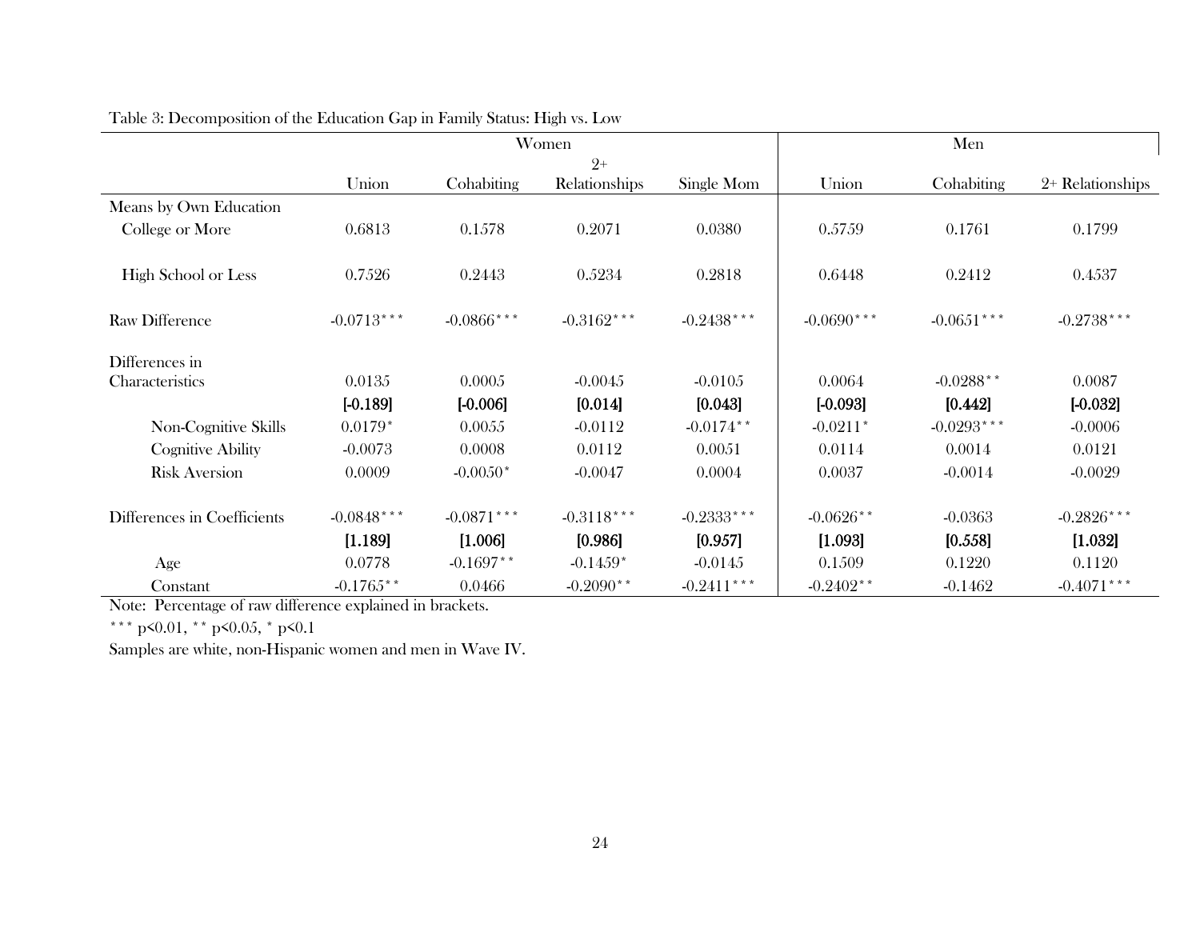Table 3: Decomposition of the Education Gap in Family Status: High vs. Low

| | Women | | | | Men | | |
|---|---|---|---|---|---|---|---|
| | Union | Cohabiting | 2+ Relationships | Single Mom | Union | Cohabiting | 2+ Relationships |
| Means by Own Education | | | | | | | |
| College or More | 0.6813 | 0.1578 | 0.2071 | 0.0380 | 0.5759 | 0.1761 | 0.1799 |
| High School or Less | 0.7526 | 0.2443 | 0.5234 | 0.2818 | 0.6448 | 0.2412 | 0.4537 |
| Raw Difference | -0.0713*** | -0.0866*** | -0.3162*** | -0.2438*** | -0.0690*** | -0.0651*** | -0.2738*** |
| Differences in Characteristics | 0.0135 | 0.0005 | -0.0045 | -0.0105 | 0.0064 | -0.0288** | 0.0087 |
| | **[-0.189]** | **[-0.006]** | **[0.014]** | **[0.043]** | **[-0.093]** | **[0.442]** | **[-0.032]** |
| Non-Cognitive Skills | 0.0179* | 0.0055 | -0.0112 | -0.0174** | -0.0211* | -0.0293*** | -0.0006 |
| Cognitive Ability | -0.0073 | 0.0008 | 0.0112 | 0.0051 | 0.0114 | 0.0014 | 0.0121 |
| Risk Aversion | 0.0009 | -0.0050* | -0.0047 | 0.0004 | 0.0037 | -0.0014 | -0.0029 |
| Differences in Coefficients | -0.0848*** | -0.0871*** | -0.3118*** | -0.2333*** | -0.0626** | -0.0363 | -0.2826*** |
| | **[1.189]** | **[1.006]** | **[0.986]** | **[0.957]** | **[1.093]** | **[0.558]** | **[1.032]** |
| Age | 0.0778 | -0.1697** | -0.1459* | -0.0145 | 0.1509 | 0.1220 | 0.1120 |
| Constant | -0.1765** | 0.0466 | -0.2090** | -0.2411*** | -0.2402** | -0.1462 | -0.4071*** |

Note: Percentage of raw difference explained in brackets.

*** p<0.01, ** p<0.05, * p<0.1

Samples are white, non-Hispanic women and men in Wave IV.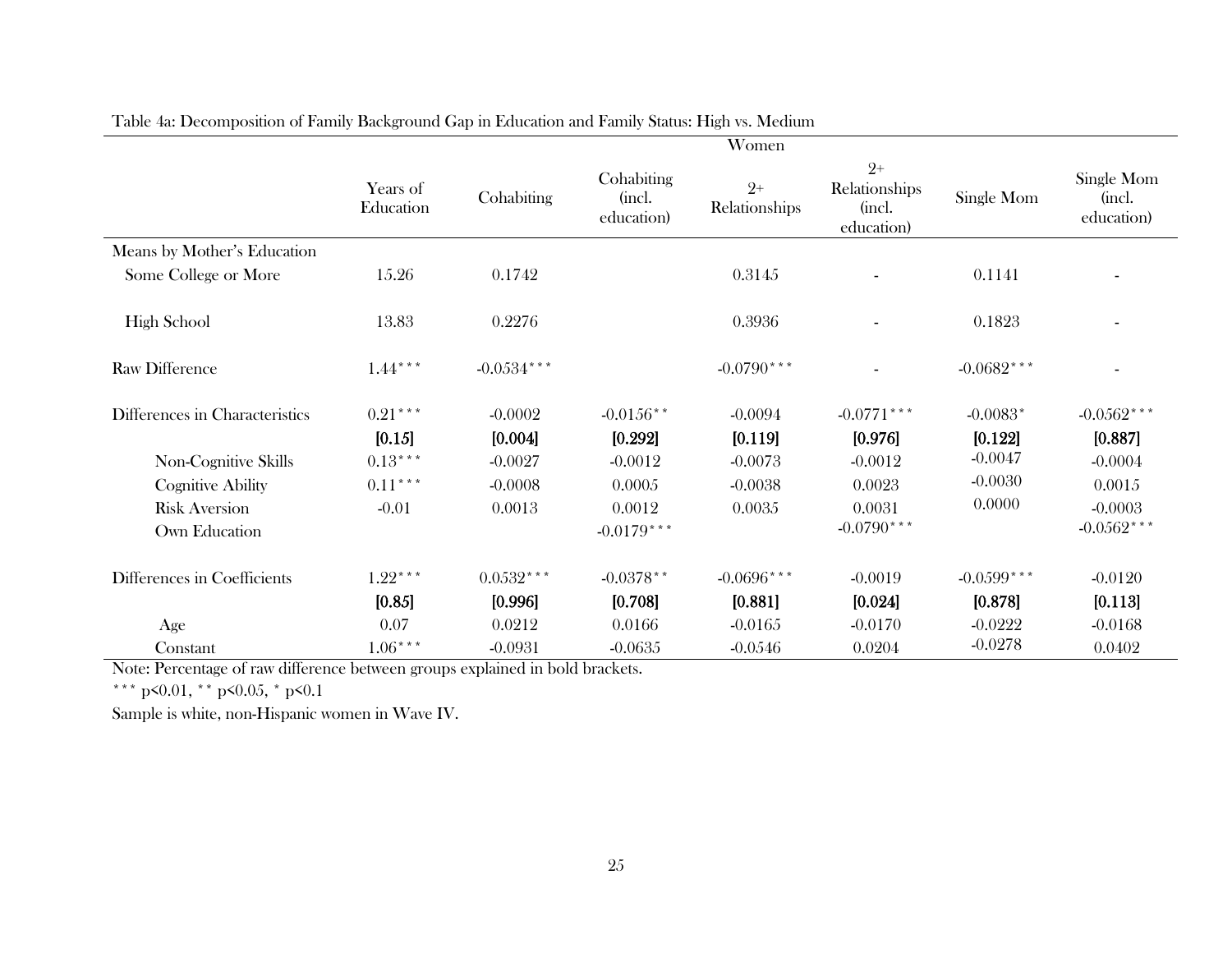Table 4a: Decomposition of Family Background Gap in Education and Family Status: High vs. Medium

| | Women | | | | | | |
|---|---|---|---|---|---|---|---|
| | Years of Education | Cohabiting | Cohabiting (incl. education) | 2+ Relationships | 2+ Relationships (incl. education) | Single Mom | Single Mom (incl. education) |
| Means by Mother's Education | | | | | | | |
| Some College or More | 15.26 | 0.1742 | | 0.3145 | - | 0.1141 | - |
| High School | 13.83 | 0.2276 | | 0.3936 | - | 0.1823 | - |
| Raw Difference | 1.44*** | -0.0534*** | | -0.0790*** | - | -0.0682*** | - |
| Differences in Characteristics | 0.21*** | -0.0002 | -0.0156** | -0.0094 | -0.0771*** | -0.0083* | -0.0562*** |
| | **[0.15]** | **[0.004]** | **[0.292]** | **[0.119]** | **[0.976]** | **[0.122]** | **[0.887]** |
| Non-Cognitive Skills | 0.13*** | -0.0027 | -0.0012 | -0.0073 | -0.0012 | -0.0047 | -0.0004 |
| Cognitive Ability | 0.11*** | -0.0008 | 0.0005 | -0.0038 | 0.0023 | -0.0030 | 0.0015 |
| Risk Aversion | -0.01 | 0.0013 | 0.0012 | 0.0035 | 0.0031 | 0.0000 | -0.0003 |
| Own Education | | | -0.0179*** | | -0.0790*** | | -0.0562*** |
| Differences in Coefficients | 1.22*** | 0.0532*** | -0.0378** | -0.0696*** | -0.0019 | -0.0599*** | -0.0120 |
| | **[0.85]** | **[0.996]** | **[0.708]** | **[0.881]** | **[0.024]** | **[0.878]** | **[0.113]** |
| Age | 0.07 | 0.0212 | 0.0166 | -0.0165 | -0.0170 | -0.0222 | -0.0168 |
| Constant | 1.06*** | -0.0931 | -0.0635 | -0.0546 | 0.0204 | -0.0278 | 0.0402 |

Note: Percentage of raw difference between groups explained in bold brackets.

*** p<0.01, ** p<0.05, * p<0.1

Sample is white, non-Hispanic women in Wave IV.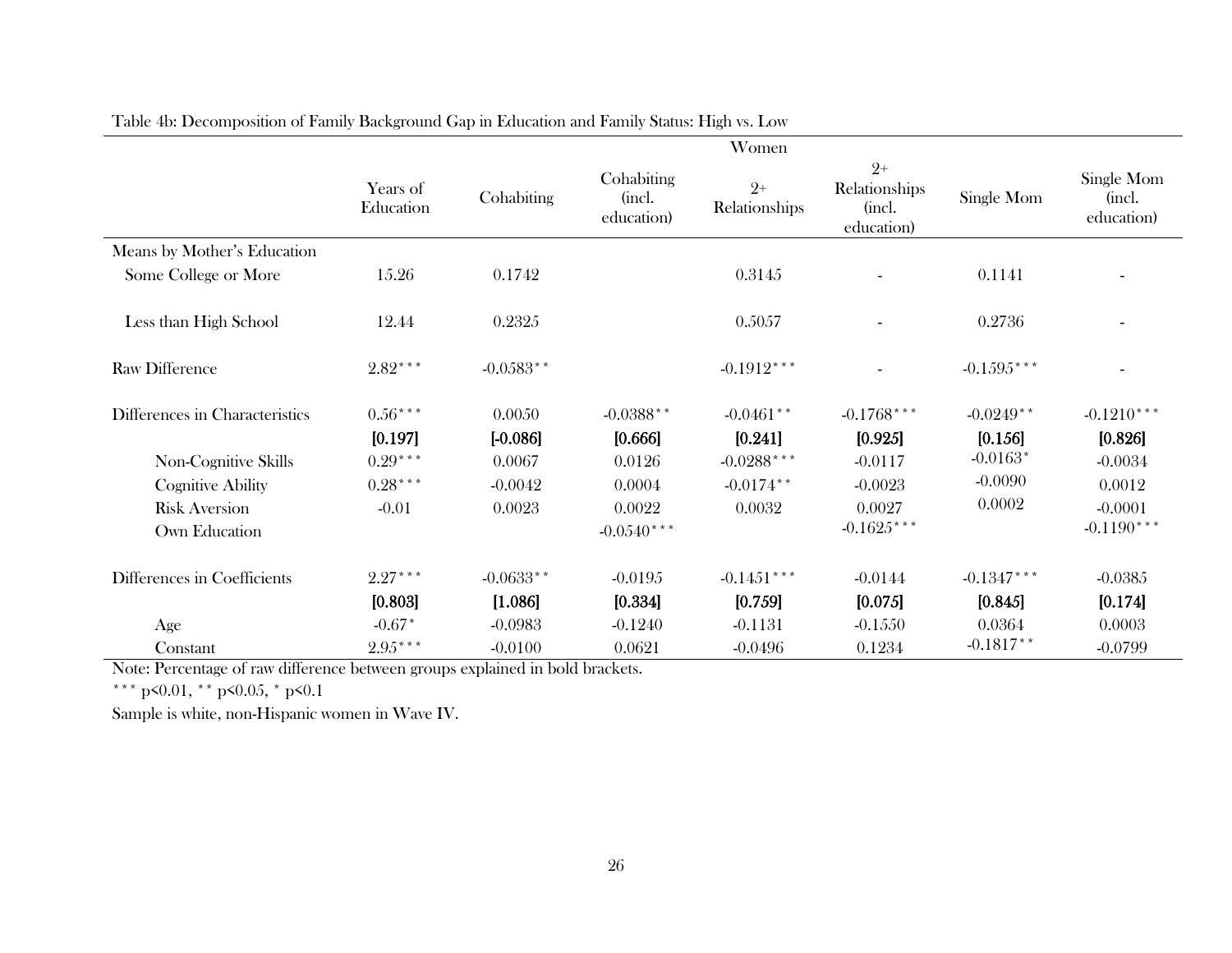Table 4b: Decomposition of Family Background Gap in Education and Family Status: High vs. Low

| | Women | | | | | | |
|---|---|---|---|---|---|---|---|
| | Years of Education | Cohabiting | Cohabiting (incl. education) | 2+ Relationships | 2+ Relationships (incl. education) | Single Mom | Single Mom (incl. education) |
| Means by Mother's Education | | | | | | | |
| Some College or More | 15.26 | 0.1742 | | 0.3145 | - | 0.1141 | - |
| Less than High School | 12.44 | 0.2325 | | 0.5057 | - | 0.2736 | - |
| Raw Difference | 2.82*** | -0.0583** | | -0.1912*** | - | -0.1595*** | - |
| Differences in Characteristics | 0.56*** | 0.0050 | -0.0388** | -0.0461** | -0.1768*** | -0.0249** | -0.1210*** |
| | **[0.197]** | **[-0.086]** | **[0.666]** | **[0.241]** | **[0.925]** | **[0.156]** | **[0.826]** |
| Non-Cognitive Skills | 0.29*** | 0.0067 | 0.0126 | -0.0288*** | -0.0117 | -0.0163* | -0.0034 |
| Cognitive Ability | 0.28*** | -0.0042 | 0.0004 | -0.0174** | -0.0023 | -0.0090 | 0.0012 |
| Risk Aversion | -0.01 | 0.0023 | 0.0022 | 0.0032 | 0.0027 | 0.0002 | -0.0001 |
| Own Education | | | -0.0540*** | | -0.1625*** | | -0.1190*** |
| Differences in Coefficients | 2.27*** | -0.0633** | -0.0195 | -0.1451*** | -0.0144 | -0.1347*** | -0.0385 |
| | **[0.803]** | **[1.086]** | **[0.334]** | **[0.759]** | **[0.075]** | **[0.845]** | **[0.174]** |
| Age | -0.67* | -0.0983 | -0.1240 | -0.1131 | -0.1550 | 0.0364 | 0.0003 |
| Constant | 2.95*** | -0.0100 | 0.0621 | -0.0496 | 0.1234 | -0.1817** | -0.0799 |

Note: Percentage of raw difference between groups explained in bold brackets.

*** p<0.01, ** p<0.05, * p<0.1

Sample is white, non-Hispanic women in Wave IV.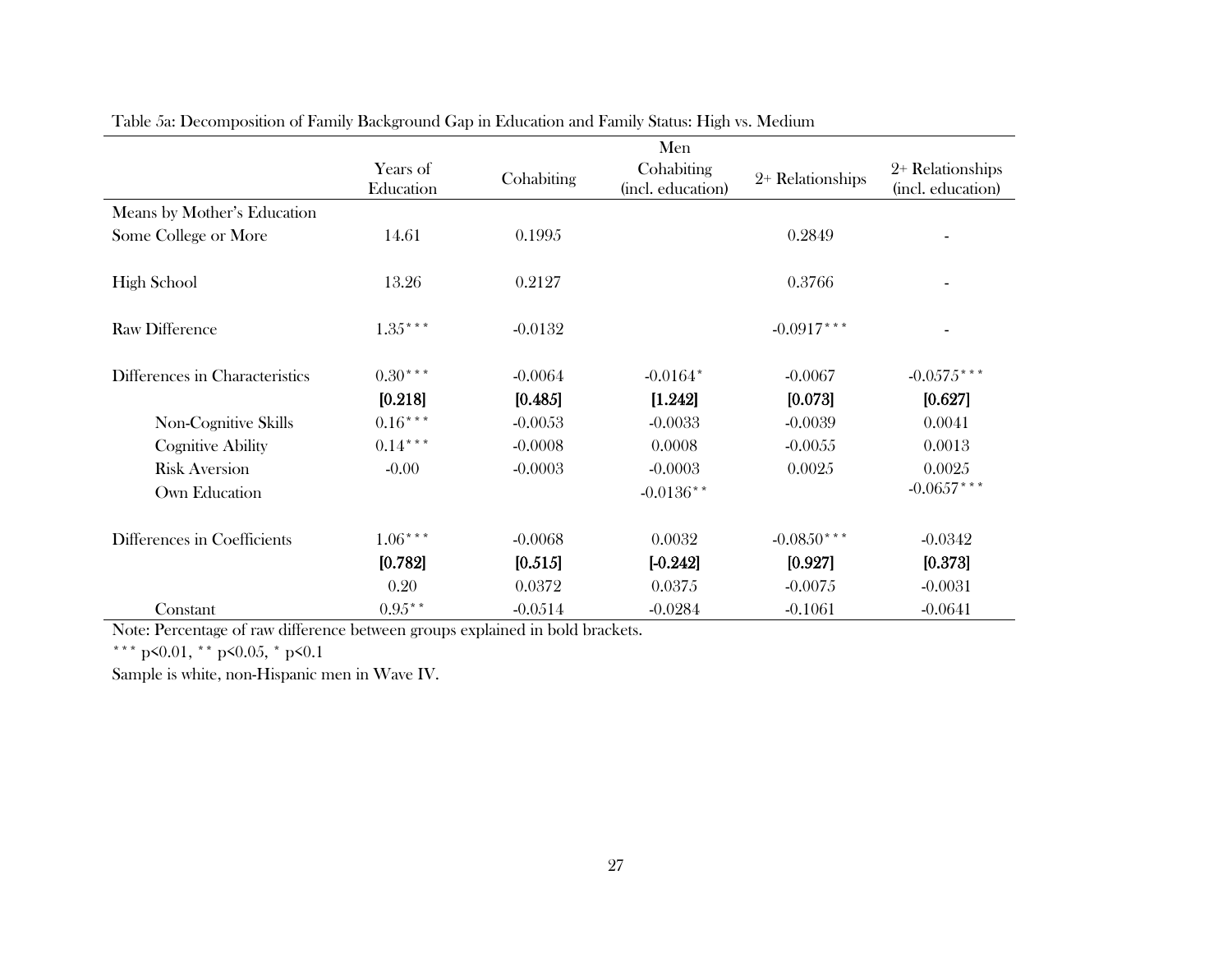Table 5a: Decomposition of Family Background Gap in Education and Family Status: High vs. Medium

| | Men | | | | |
|---|---|---|---|---|---|
| | Years of Education | Cohabiting | Cohabiting (incl. education) | 2+ Relationships | 2+ Relationships (incl. education) |
| Means by Mother's Education | | | | | |
| Some College or More | 14.61 | 0.1995 | | 0.2849 | - |
| High School | 13.26 | 0.2127 | | 0.3766 | - |
| Raw Difference | 1.35*** | -0.0132 | | -0.0917*** | - |
| Differences in Characteristics | 0.30*** | -0.0064 | -0.0164* | -0.0067 | -0.0575*** |
| | **[0.218]** | **[0.485]** | **[1.242]** | **[0.073]** | **[0.627]** |
| Non-Cognitive Skills | 0.16*** | -0.0053 | -0.0033 | -0.0039 | 0.0041 |
| Cognitive Ability | 0.14*** | -0.0008 | 0.0008 | -0.0055 | 0.0013 |
| Risk Aversion | -0.00 | -0.0003 | -0.0003 | 0.0025 | 0.0025 |
| Own Education | | | -0.0136** | | -0.0657*** |
| Differences in Coefficients | 1.06*** | -0.0068 | 0.0032 | -0.0850*** | -0.0342 |
| | **[0.782]** | **[0.515]** | **[-0.242]** | **[0.927]** | **[0.373]** |
| | 0.20 | 0.0372 | 0.0375 | -0.0075 | -0.0031 |
| Constant | 0.95** | -0.0514 | -0.0284 | -0.1061 | -0.0641 |

Note: Percentage of raw difference between groups explained in bold brackets.

*** p<0.01, ** p<0.05, * p<0.1

Sample is white, non-Hispanic men in Wave IV.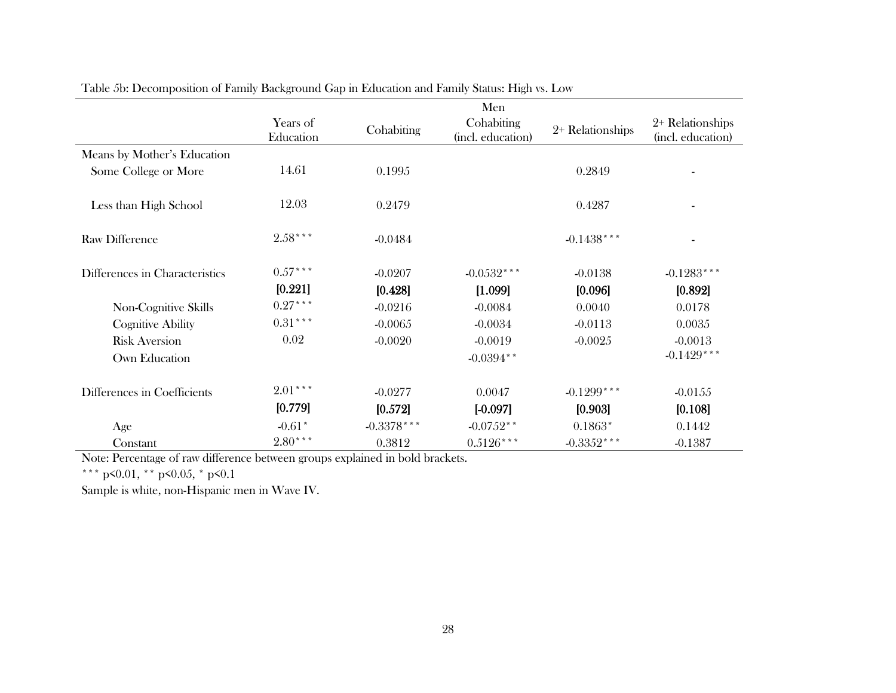Table 5b: Decomposition of Family Background Gap in Education and Family Status: High vs. Low

| | Men | | | | |
|---|---|---|---|---|---|
| | Years of Education | Cohabiting | Cohabiting (incl. education) | 2+ Relationships | 2+ Relationships (incl. education) |
| Means by Mother's Education | | | | | |
| Some College or More | 14.61 | 0.1995 | | 0.2849 | - |
| Less than High School | 12.03 | 0.2479 | | 0.4287 | - |
| Raw Difference | 2.58*** | -0.0484 | | -0.1438*** | - |
| Differences in Characteristics | 0.57*** | -0.0207 | -0.0532*** | -0.0138 | -0.1283*** |
| | **[0.221]** | **[0.428]** | **[1.099]** | **[0.096]** | **[0.892]** |
| Non-Cognitive Skills | 0.27*** | -0.0216 | -0.0084 | 0.0040 | 0.0178 |
| Cognitive Ability | 0.31*** | -0.0065 | -0.0034 | -0.0113 | 0.0035 |
| Risk Aversion | 0.02 | -0.0020 | -0.0019 | -0.0025 | -0.0013 |
| Own Education | | | -0.0394** | | -0.1429*** |
| Differences in Coefficients | 2.01*** | -0.0277 | 0.0047 | -0.1299*** | -0.0155 |
| | **[0.779]** | **[0.572]** | **[-0.097]** | **[0.903]** | **[0.108]** |
| Age | -0.61* | -0.3378*** | -0.0752** | 0.1863* | 0.1442 |
| Constant | 2.80*** | 0.3812 | 0.5126*** | -0.3352*** | -0.1387 |

Note: Percentage of raw difference between groups explained in bold brackets.

*** p<0.01, ** p<0.05, * p<0.1

Sample is white, non-Hispanic men in Wave IV.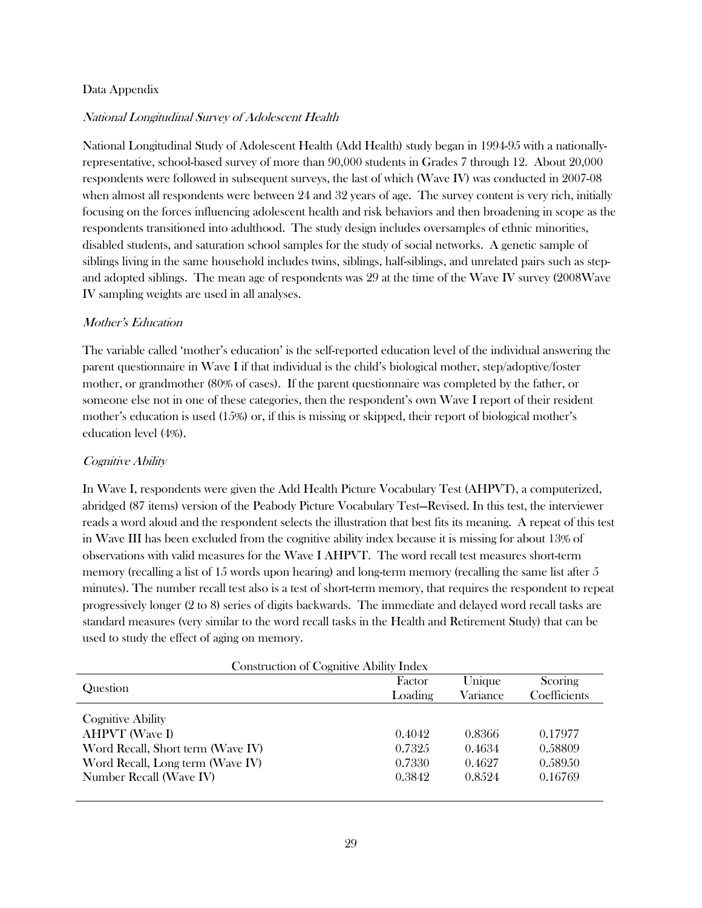Data Appendix

*National Longitudinal Survey of Adolescent Health*

National Longitudinal Study of Adolescent Health (Add Health) study began in 1994-95 with a nationally-representative, school-based survey of more than 90,000 students in Grades 7 through 12. About 20,000 respondents were followed in subsequent surveys, the last of which (Wave IV) was conducted in 2007-08 when almost all respondents were between 24 and 32 years of age. The survey content is very rich, initially focusing on the forces influencing adolescent health and risk behaviors and then broadening in scope as the respondents transitioned into adulthood. The study design includes oversamples of ethnic minorities, disabled students, and saturation school samples for the study of social networks. A genetic sample of siblings living in the same household includes twins, siblings, half-siblings, and unrelated pairs such as step- and adopted siblings. The mean age of respondents was 29 at the time of the Wave IV survey (2008Wave IV sampling weights are used in all analyses.

*Mother's Education*

The variable called 'mother's education' is the self-reported education level of the individual answering the parent questionnaire in Wave I if that individual is the child's biological mother, step/adoptive/foster mother, or grandmother (80% of cases). If the parent questionnaire was completed by the father, or someone else not in one of these categories, then the respondent's own Wave I report of their resident mother's education is used (15%) or, if this is missing or skipped, their report of biological mother's education level (4%).

*Cognitive Ability*

In Wave I, respondents were given the Add Health Picture Vocabulary Test (AHPVT), a computerized, abridged (87 items) version of the Peabody Picture Vocabulary Test—Revised. In this test, the interviewer reads a word aloud and the respondent selects the illustration that best fits its meaning. A repeat of this test in Wave III has been excluded from the cognitive ability index because it is missing for about 13% of observations with valid measures for the Wave I AHPVT. The word recall test measures short-term memory (recalling a list of 15 words upon hearing) and long-term memory (recalling the same list after 5 minutes). The number recall test also is a test of short-term memory, that requires the respondent to repeat progressively longer (2 to 8) series of digits backwards. The immediate and delayed word recall tasks are standard measures (very similar to the word recall tasks in the Health and Retirement Study) that can be used to study the effect of aging on memory.

Construction of Cognitive Ability Index

| Question | Factor Loading | Unique Variance | Scoring Coefficients |
|---|---|---|---|
| Cognitive Ability | | | |
| AHPVT (Wave I) | 0.4042 | 0.8366 | 0.17977 |
| Word Recall, Short term (Wave IV) | 0.7325 | 0.4634 | 0.58809 |
| Word Recall, Long term (Wave IV) | 0.7330 | 0.4627 | 0.58950 |
| Number Recall (Wave IV) | 0.3842 | 0.8524 | 0.16769 |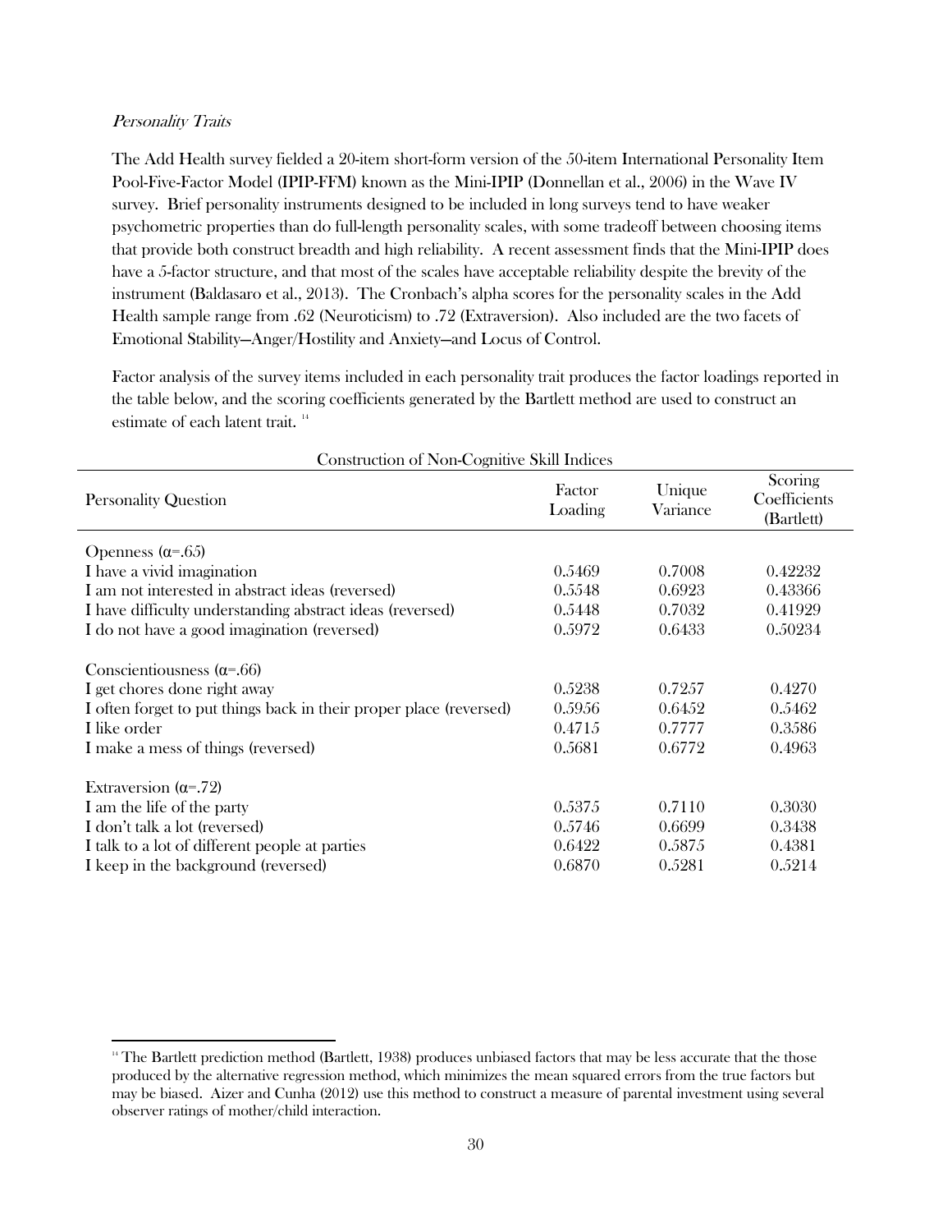*Personality Traits*

The Add Health survey fielded a 20-item short-form version of the 50-item International Personality Item Pool-Five-Factor Model (IPIP-FFM) known as the Mini-IPIP (Donnellan et al., 2006) in the Wave IV survey. Brief personality instruments designed to be included in long surveys tend to have weaker psychometric properties than do full-length personality scales, with some tradeoff between choosing items that provide both construct breadth and high reliability. A recent assessment finds that the Mini-IPIP does have a 5-factor structure, and that most of the scales have acceptable reliability despite the brevity of the instrument (Baldasaro et al., 2013). The Cronbach's alpha scores for the personality scales in the Add Health sample range from .62 (Neuroticism) to .72 (Extraversion). Also included are the two facets of Emotional Stability—Anger/Hostility and Anxiety—and Locus of Control.

Factor analysis of the survey items included in each personality trait produces the factor loadings reported in the table below, and the scoring coefficients generated by the Bartlett method are used to construct an estimate of each latent trait. [14]

Construction of Non-Cognitive Skill Indices

| Personality Question | Factor Loading | Unique Variance | Scoring Coefficients (Bartlett) |
|---|---|---|---|
| Openness (α=.65) | | | |
| I have a vivid imagination | 0.5469 | 0.7008 | 0.42232 |
| I am not interested in abstract ideas (reversed) | 0.5548 | 0.6923 | 0.43366 |
| I have difficulty understanding abstract ideas (reversed) | 0.5448 | 0.7032 | 0.41929 |
| I do not have a good imagination (reversed) | 0.5972 | 0.6433 | 0.50234 |
| Conscientiousness (α=.66) | | | |
| I get chores done right away | 0.5238 | 0.7257 | 0.4270 |
| I often forget to put things back in their proper place (reversed) | 0.5956 | 0.6452 | 0.5462 |
| I like order | 0.4715 | 0.7777 | 0.3586 |
| I make a mess of things (reversed) | 0.5681 | 0.6772 | 0.4963 |
| Extraversion (α=.72) | | | |
| I am the life of the party | 0.5375 | 0.7110 | 0.3030 |
| I don't talk a lot (reversed) | 0.5746 | 0.6699 | 0.3438 |
| I talk to a lot of different people at parties | 0.6422 | 0.5875 | 0.4381 |
| I keep in the background (reversed) | 0.6870 | 0.5281 | 0.5214 |

[14] The Bartlett prediction method (Bartlett, 1938) produces unbiased factors that may be less accurate that the those produced by the alternative regression method, which minimizes the mean squared errors from the true factors but may be biased. Aizer and Cunha (2012) use this method to construct a measure of parental investment using several observer ratings of mother/child interaction.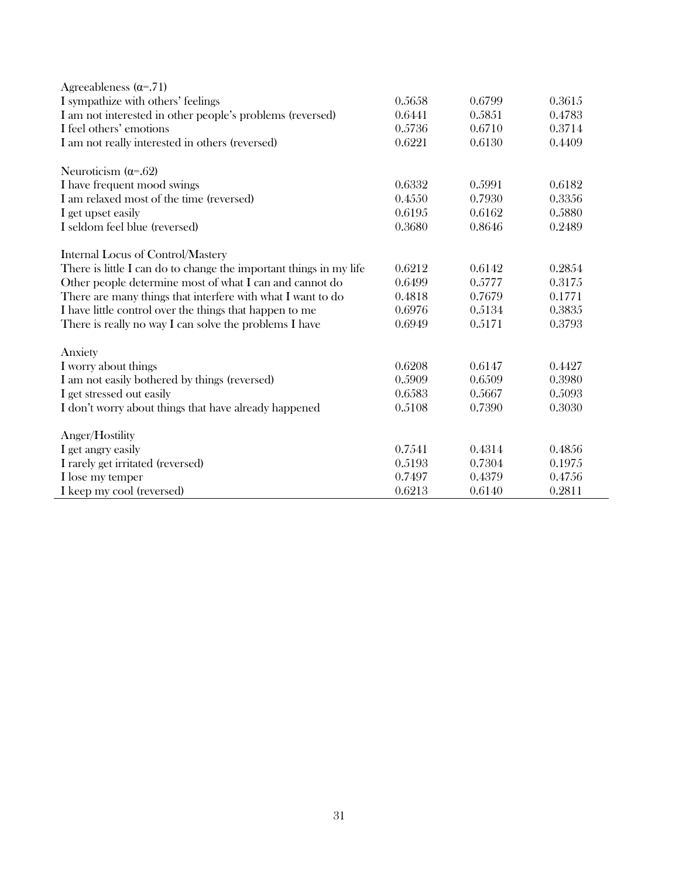| | | | |
|---|---|---|---|
| Agreeableness (α=.71) | | | |
| I sympathize with others' feelings | 0.5658 | 0.6799 | 0.3615 |
| I am not interested in other people's problems (reversed) | 0.6441 | 0.5851 | 0.4783 |
| I feel others' emotions | 0.5736 | 0.6710 | 0.3714 |
| I am not really interested in others (reversed) | 0.6221 | 0.6130 | 0.4409 |
| | | | |
| Neuroticism (α=.62) | | | |
| I have frequent mood swings | 0.6332 | 0.5991 | 0.6182 |
| I am relaxed most of the time (reversed) | 0.4550 | 0.7930 | 0.3356 |
| I get upset easily | 0.6195 | 0.6162 | 0.5880 |
| I seldom feel blue (reversed) | 0.3680 | 0.8646 | 0.2489 |
| | | | |
| Internal Locus of Control/Mastery | | | |
| There is little I can do to change the important things in my life | 0.6212 | 0.6142 | 0.2854 |
| Other people determine most of what I can and cannot do | 0.6499 | 0.5777 | 0.3175 |
| There are many things that interfere with what I want to do | 0.4818 | 0.7679 | 0.1771 |
| I have little control over the things that happen to me | 0.6976 | 0.5134 | 0.3835 |
| There is really no way I can solve the problems I have | 0.6949 | 0.5171 | 0.3793 |
| | | | |
| Anxiety | | | |
| I worry about things | 0.6208 | 0.6147 | 0.4427 |
| I am not easily bothered by things (reversed) | 0.5909 | 0.6509 | 0.3980 |
| I get stressed out easily | 0.6583 | 0.5667 | 0.5093 |
| I don't worry about things that have already happened | 0.5108 | 0.7390 | 0.3030 |
| | | | |
| Anger/Hostility | | | |
| I get angry easily | 0.7541 | 0.4314 | 0.4856 |
| I rarely get irritated (reversed) | 0.5193 | 0.7304 | 0.1975 |
| I lose my temper | 0.7497 | 0.4379 | 0.4756 |
| I keep my cool (reversed) | 0.6213 | 0.6140 | 0.2811 |